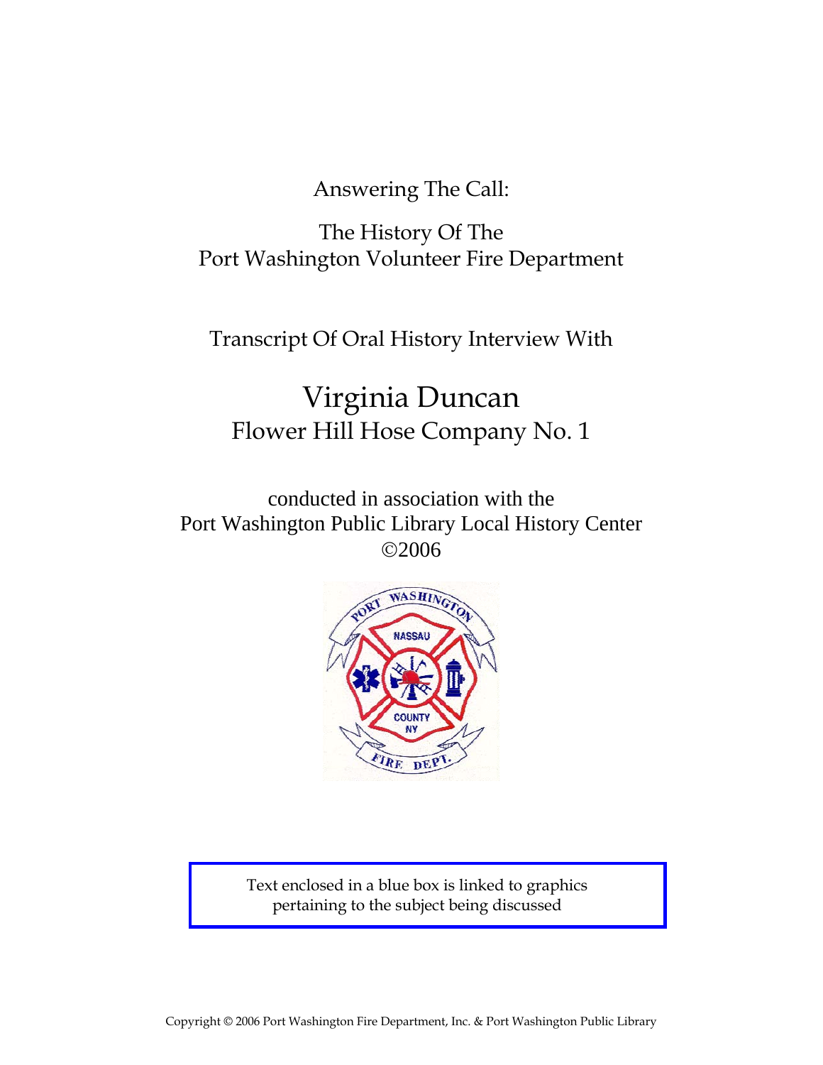Answering The Call:

The History Of The
Port Washington Volunteer Fire Department

Transcript Of Oral History Interview With

# Virginia Duncan

## Flower Hill Hose Company No. 1

conducted in association with the
Port Washington Public Library Local History Center
©2006

Text enclosed in a blue box is linked to graphics pertaining to the subject being discussed

Copyright © 2006 Port Washington Fire Department, Inc. & Port Washington Public Library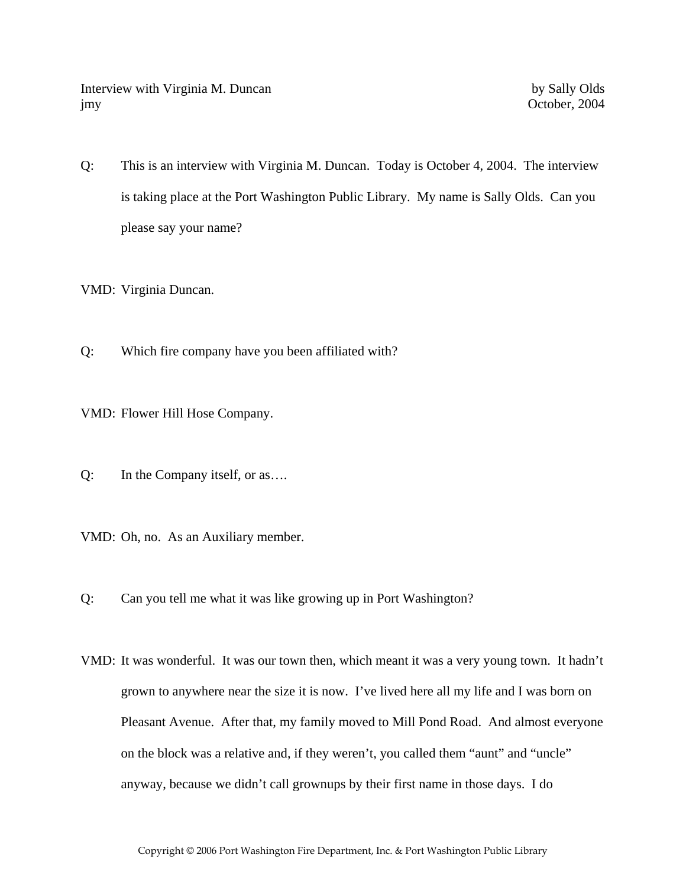Interview with Virginia M. Duncan — by Sally Olds
jmy — October, 2004

Q: This is an interview with Virginia M. Duncan. Today is October 4, 2004. The interview is taking place at the Port Washington Public Library. My name is Sally Olds. Can you please say your name?

VMD: Virginia Duncan.

Q: Which fire company have you been affiliated with?

VMD: Flower Hill Hose Company.

Q: In the Company itself, or as….

VMD: Oh, no. As an Auxiliary member.

Q: Can you tell me what it was like growing up in Port Washington?

VMD: It was wonderful. It was our town then, which meant it was a very young town. It hadn't grown to anywhere near the size it is now. I've lived here all my life and I was born on Pleasant Avenue. After that, my family moved to Mill Pond Road. And almost everyone on the block was a relative and, if they weren't, you called them "aunt" and "uncle" anyway, because we didn't call grownups by their first name in those days. I do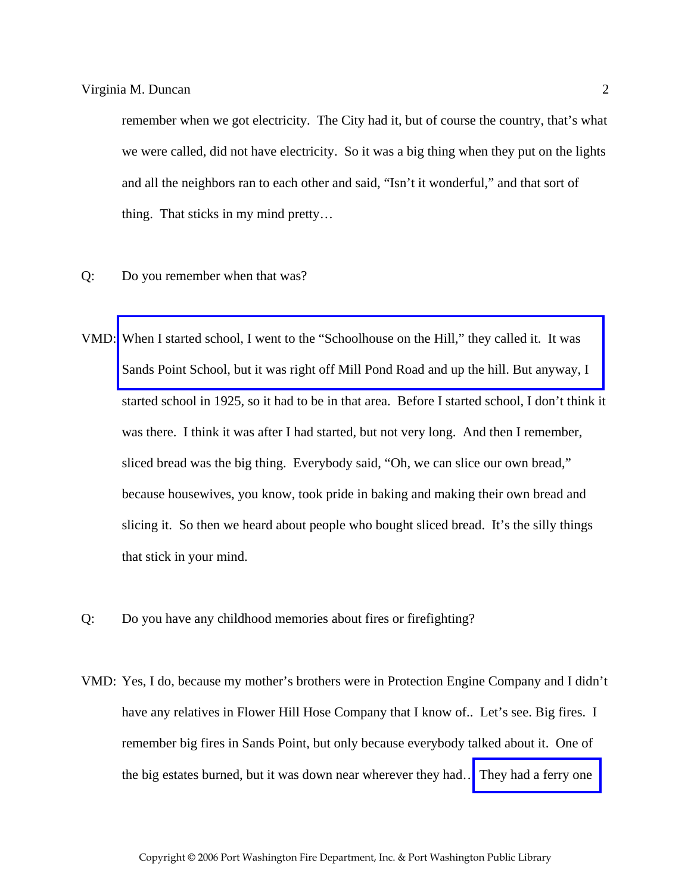remember when we got electricity. The City had it, but of course the country, that's what we were called, did not have electricity. So it was a big thing when they put on the lights and all the neighbors ran to each other and said, "Isn't it wonderful," and that sort of thing. That sticks in my mind pretty…

Q: Do you remember when that was?

VMD: When I started school, I went to the "Schoolhouse on the Hill," they called it. It was Sands Point School, but it was right off Mill Pond Road and up the hill. But anyway, I started school in 1925, so it had to be in that area. Before I started school, I don't think it was there. I think it was after I had started, but not very long. And then I remember, sliced bread was the big thing. Everybody said, "Oh, we can slice our own bread," because housewives, you know, took pride in baking and making their own bread and slicing it. So then we heard about people who bought sliced bread. It's the silly things that stick in your mind.

Q: Do you have any childhood memories about fires or firefighting?

VMD: Yes, I do, because my mother's brothers were in Protection Engine Company and I didn't have any relatives in Flower Hill Hose Company that I know of.. Let's see. Big fires. I remember big fires in Sands Point, but only because everybody talked about it. One of the big estates burned, but it was down near wherever they had… They had a ferry one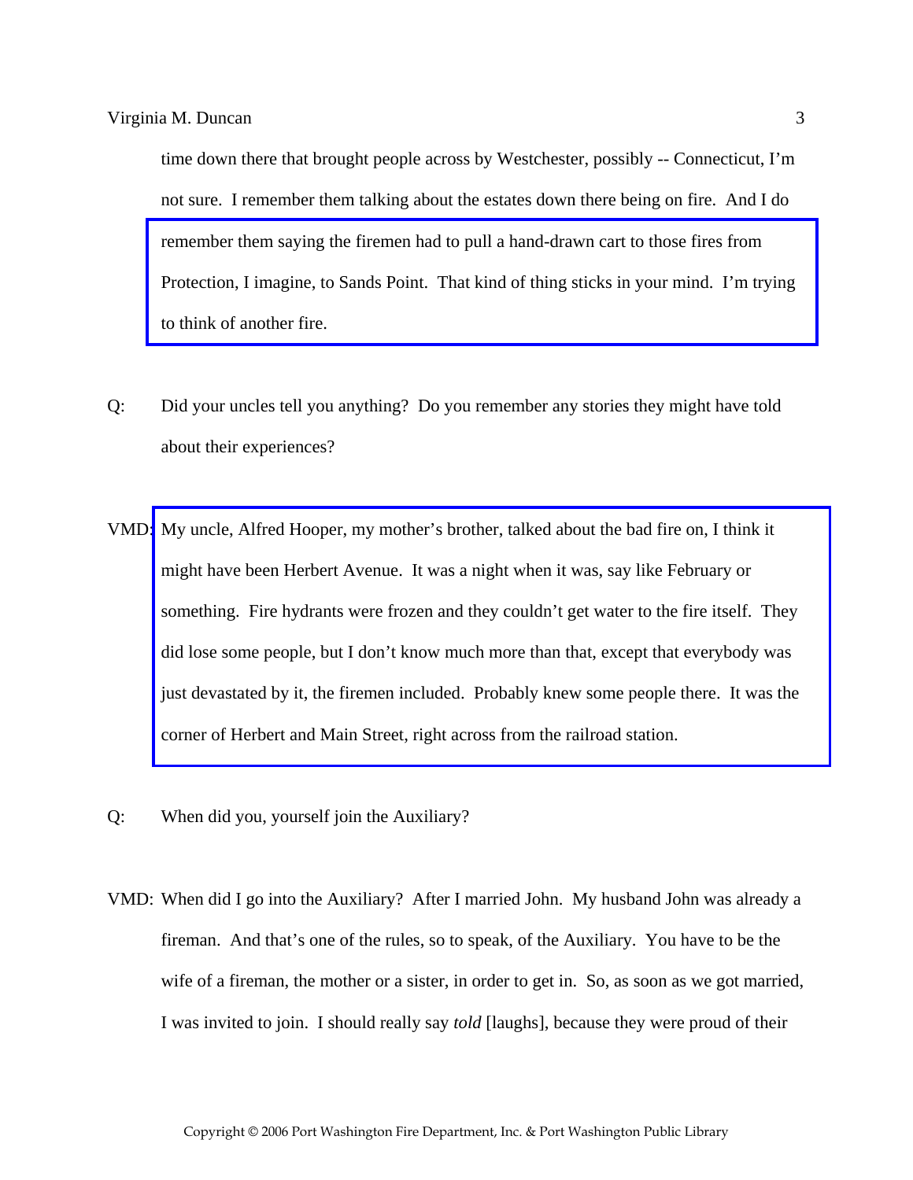time down there that brought people across by Westchester, possibly -- Connecticut, I'm not sure. I remember them talking about the estates down there being on fire. And I do remember them saying the firemen had to pull a hand-drawn cart to those fires from Protection, I imagine, to Sands Point. That kind of thing sticks in your mind. I'm trying to think of another fire.

Q: Did your uncles tell you anything? Do you remember any stories they might have told about their experiences?

VMD: My uncle, Alfred Hooper, my mother's brother, talked about the bad fire on, I think it might have been Herbert Avenue. It was a night when it was, say like February or something. Fire hydrants were frozen and they couldn't get water to the fire itself. They did lose some people, but I don't know much more than that, except that everybody was just devastated by it, the firemen included. Probably knew some people there. It was the corner of Herbert and Main Street, right across from the railroad station.

Q: When did you, yourself join the Auxiliary?

VMD: When did I go into the Auxiliary? After I married John. My husband John was already a fireman. And that's one of the rules, so to speak, of the Auxiliary. You have to be the wife of a fireman, the mother or a sister, in order to get in. So, as soon as we got married, I was invited to join. I should really say *told* [laughs], because they were proud of their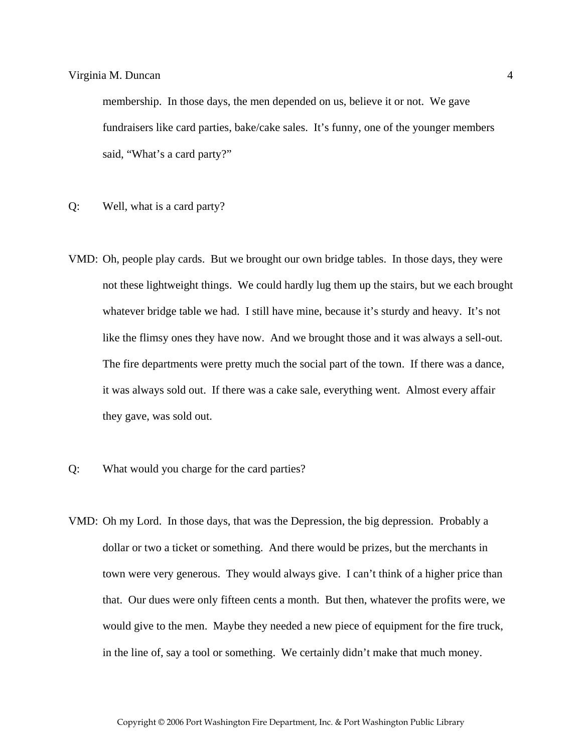membership. In those days, the men depended on us, believe it or not. We gave fundraisers like card parties, bake/cake sales. It's funny, one of the younger members said, "What's a card party?"

Q: Well, what is a card party?

VMD: Oh, people play cards. But we brought our own bridge tables. In those days, they were not these lightweight things. We could hardly lug them up the stairs, but we each brought whatever bridge table we had. I still have mine, because it's sturdy and heavy. It's not like the flimsy ones they have now. And we brought those and it was always a sell-out. The fire departments were pretty much the social part of the town. If there was a dance, it was always sold out. If there was a cake sale, everything went. Almost every affair they gave, was sold out.

Q: What would you charge for the card parties?

VMD: Oh my Lord. In those days, that was the Depression, the big depression. Probably a dollar or two a ticket or something. And there would be prizes, but the merchants in town were very generous. They would always give. I can't think of a higher price than that. Our dues were only fifteen cents a month. But then, whatever the profits were, we would give to the men. Maybe they needed a new piece of equipment for the fire truck, in the line of, say a tool or something. We certainly didn't make that much money.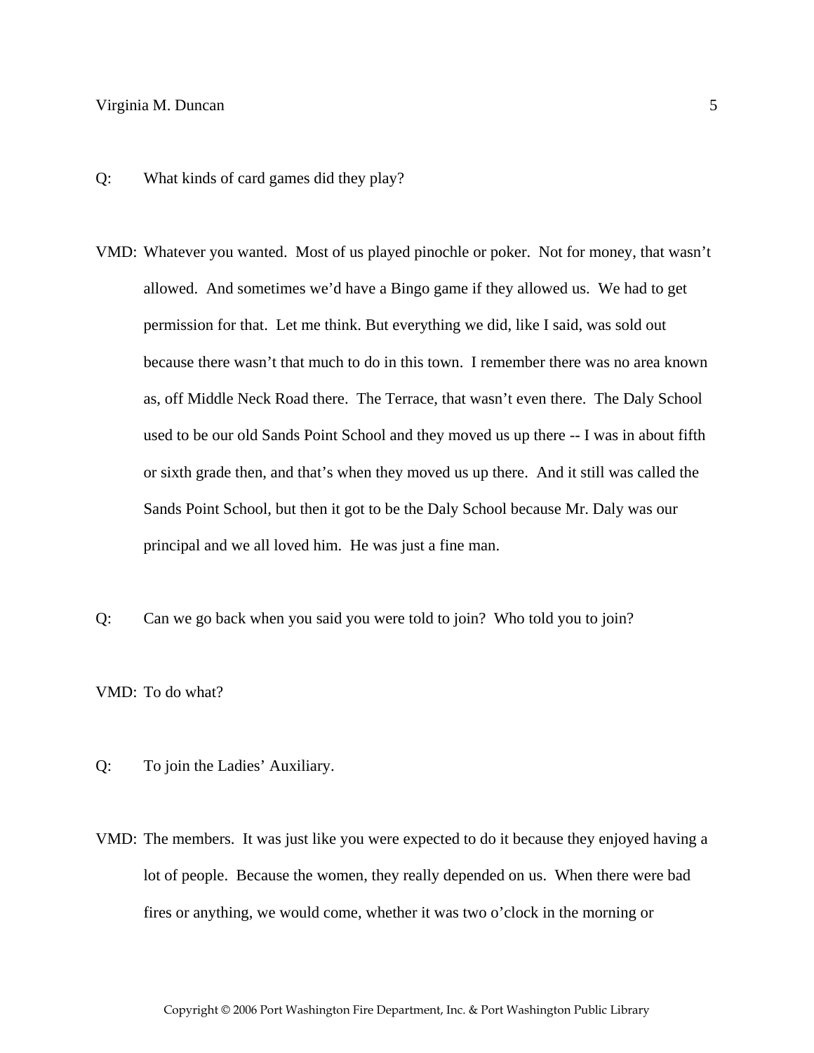Q: What kinds of card games did they play?

VMD: Whatever you wanted. Most of us played pinochle or poker. Not for money, that wasn't allowed. And sometimes we'd have a Bingo game if they allowed us. We had to get permission for that. Let me think. But everything we did, like I said, was sold out because there wasn't that much to do in this town. I remember there was no area known as, off Middle Neck Road there. The Terrace, that wasn't even there. The Daly School used to be our old Sands Point School and they moved us up there -- I was in about fifth or sixth grade then, and that's when they moved us up there. And it still was called the Sands Point School, but then it got to be the Daly School because Mr. Daly was our principal and we all loved him. He was just a fine man.

Q: Can we go back when you said you were told to join? Who told you to join?

VMD: To do what?

Q: To join the Ladies' Auxiliary.

VMD: The members. It was just like you were expected to do it because they enjoyed having a lot of people. Because the women, they really depended on us. When there were bad fires or anything, we would come, whether it was two o'clock in the morning or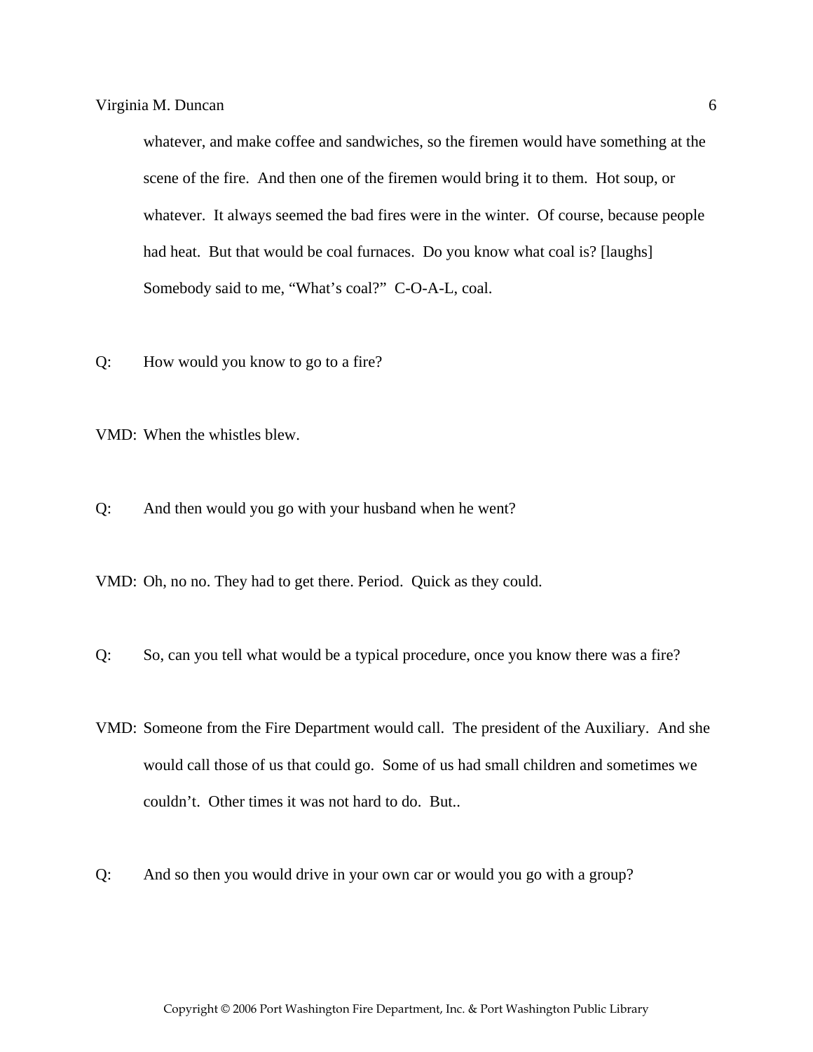whatever, and make coffee and sandwiches, so the firemen would have something at the scene of the fire. And then one of the firemen would bring it to them. Hot soup, or whatever. It always seemed the bad fires were in the winter. Of course, because people had heat. But that would be coal furnaces. Do you know what coal is? [laughs] Somebody said to me, "What's coal?" C-O-A-L, coal.

Q: How would you know to go to a fire?

VMD: When the whistles blew.

Q: And then would you go with your husband when he went?

VMD: Oh, no no. They had to get there. Period. Quick as they could.

Q: So, can you tell what would be a typical procedure, once you know there was a fire?

VMD: Someone from the Fire Department would call. The president of the Auxiliary. And she would call those of us that could go. Some of us had small children and sometimes we couldn't. Other times it was not hard to do. But..

Q: And so then you would drive in your own car or would you go with a group?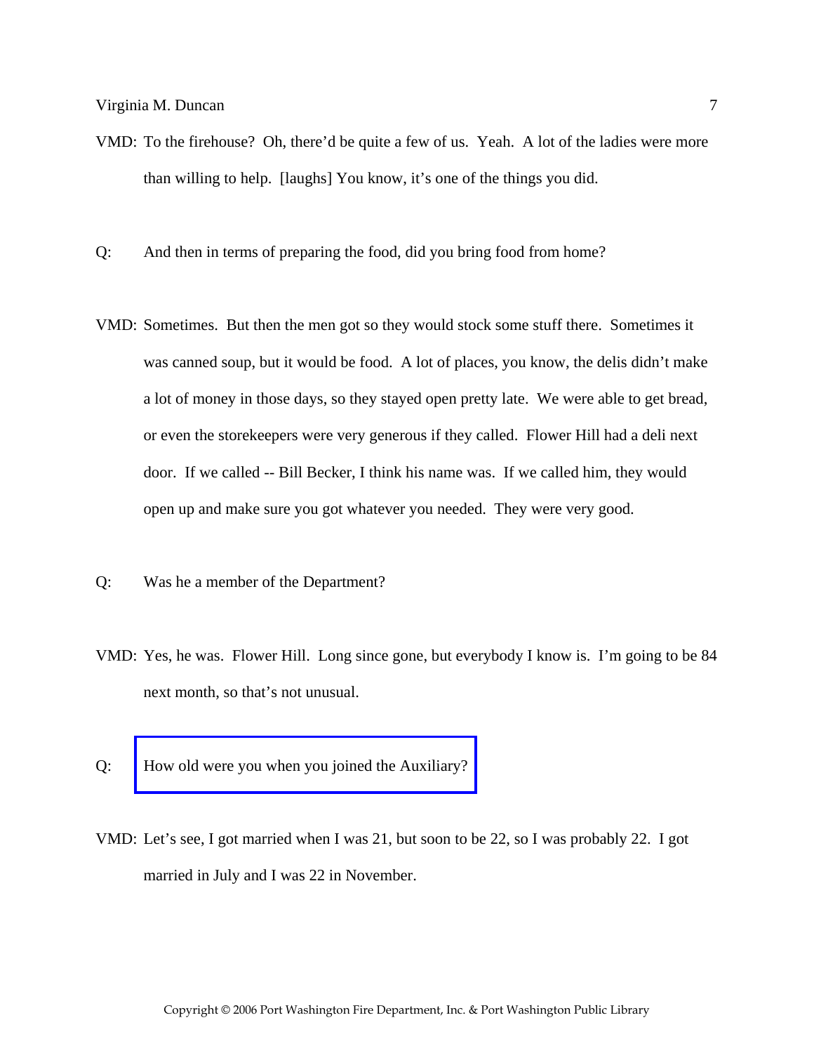VMD: To the firehouse? Oh, there'd be quite a few of us. Yeah. A lot of the ladies were more than willing to help. [laughs] You know, it's one of the things you did.

Q: And then in terms of preparing the food, did you bring food from home?

VMD: Sometimes. But then the men got so they would stock some stuff there. Sometimes it was canned soup, but it would be food. A lot of places, you know, the delis didn't make a lot of money in those days, so they stayed open pretty late. We were able to get bread, or even the storekeepers were very generous if they called. Flower Hill had a deli next door. If we called -- Bill Becker, I think his name was. If we called him, they would open up and make sure you got whatever you needed. They were very good.

Q: Was he a member of the Department?

VMD: Yes, he was. Flower Hill. Long since gone, but everybody I know is. I'm going to be 84 next month, so that's not unusual.

Q: How old were you when you joined the Auxiliary?

VMD: Let's see, I got married when I was 21, but soon to be 22, so I was probably 22. I got married in July and I was 22 in November.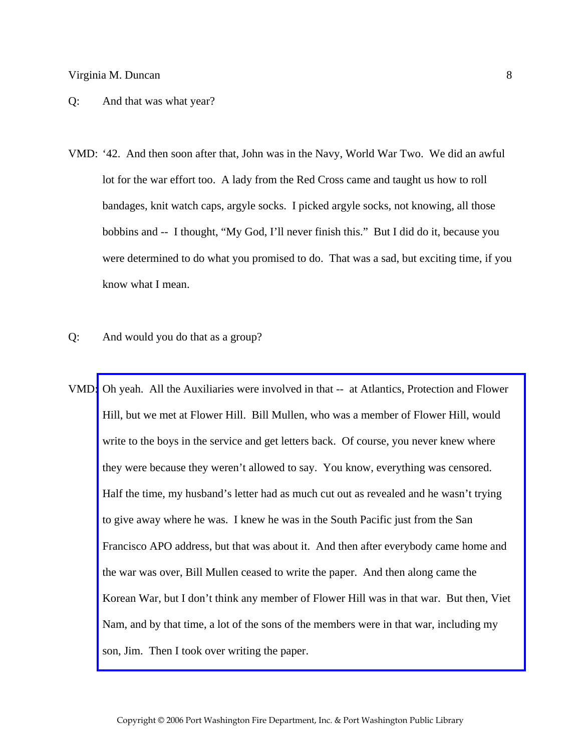Q: And that was what year?

VMD: ‘42. And then soon after that, John was in the Navy, World War Two. We did an awful lot for the war effort too. A lady from the Red Cross came and taught us how to roll bandages, knit watch caps, argyle socks. I picked argyle socks, not knowing, all those bobbins and -- I thought, “My God, I’ll never finish this.” But I did do it, because you were determined to do what you promised to do. That was a sad, but exciting time, if you know what I mean.

Q: And would you do that as a group?

VMD: Oh yeah. All the Auxiliaries were involved in that -- at Atlantics, Protection and Flower Hill, but we met at Flower Hill. Bill Mullen, who was a member of Flower Hill, would write to the boys in the service and get letters back. Of course, you never knew where they were because they weren’t allowed to say. You know, everything was censored. Half the time, my husband’s letter had as much cut out as revealed and he wasn’t trying to give away where he was. I knew he was in the South Pacific just from the San Francisco APO address, but that was about it. And then after everybody came home and the war was over, Bill Mullen ceased to write the paper. And then along came the Korean War, but I don’t think any member of Flower Hill was in that war. But then, Viet Nam, and by that time, a lot of the sons of the members were in that war, including my son, Jim. Then I took over writing the paper.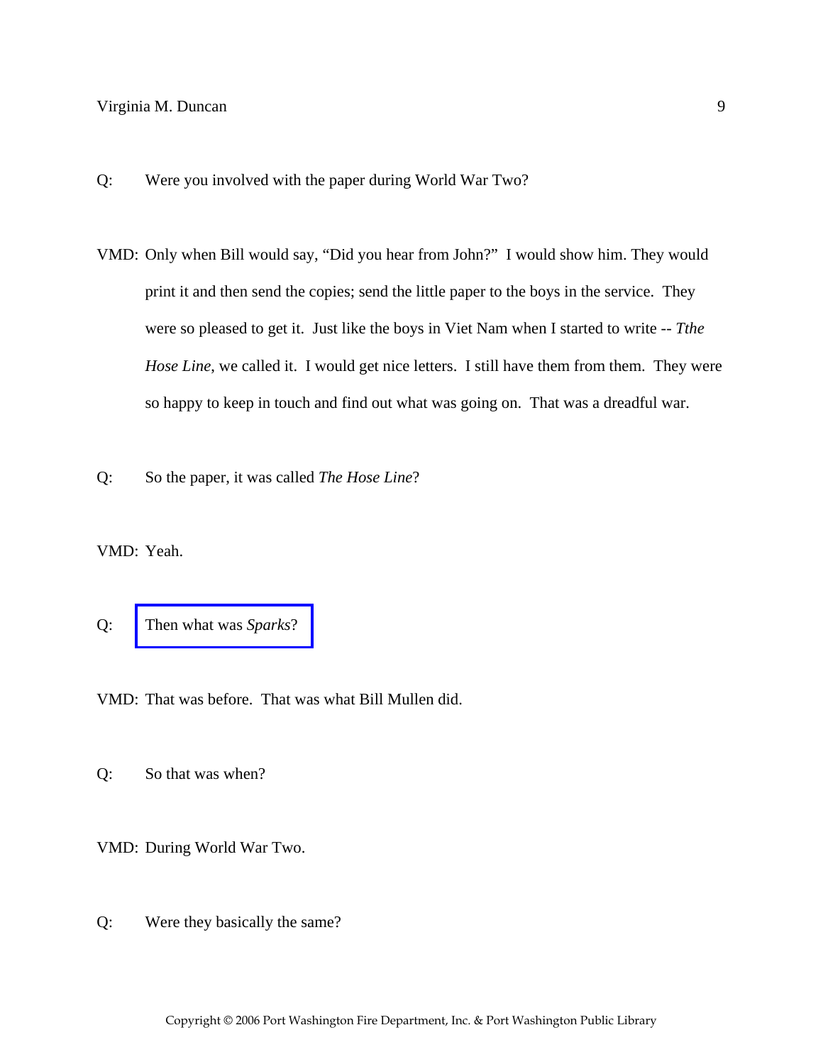Q: Were you involved with the paper during World War Two?

VMD: Only when Bill would say, "Did you hear from John?" I would show him. They would print it and then send the copies; send the little paper to the boys in the service. They were so pleased to get it. Just like the boys in Viet Nam when I started to write -- *Tthe Hose Line*, we called it. I would get nice letters. I still have them from them. They were so happy to keep in touch and find out what was going on. That was a dreadful war.

Q: So the paper, it was called *The Hose Line*?

VMD: Yeah.

Q: Then what was *Sparks*?

VMD: That was before. That was what Bill Mullen did.

Q: So that was when?

VMD: During World War Two.

Q: Were they basically the same?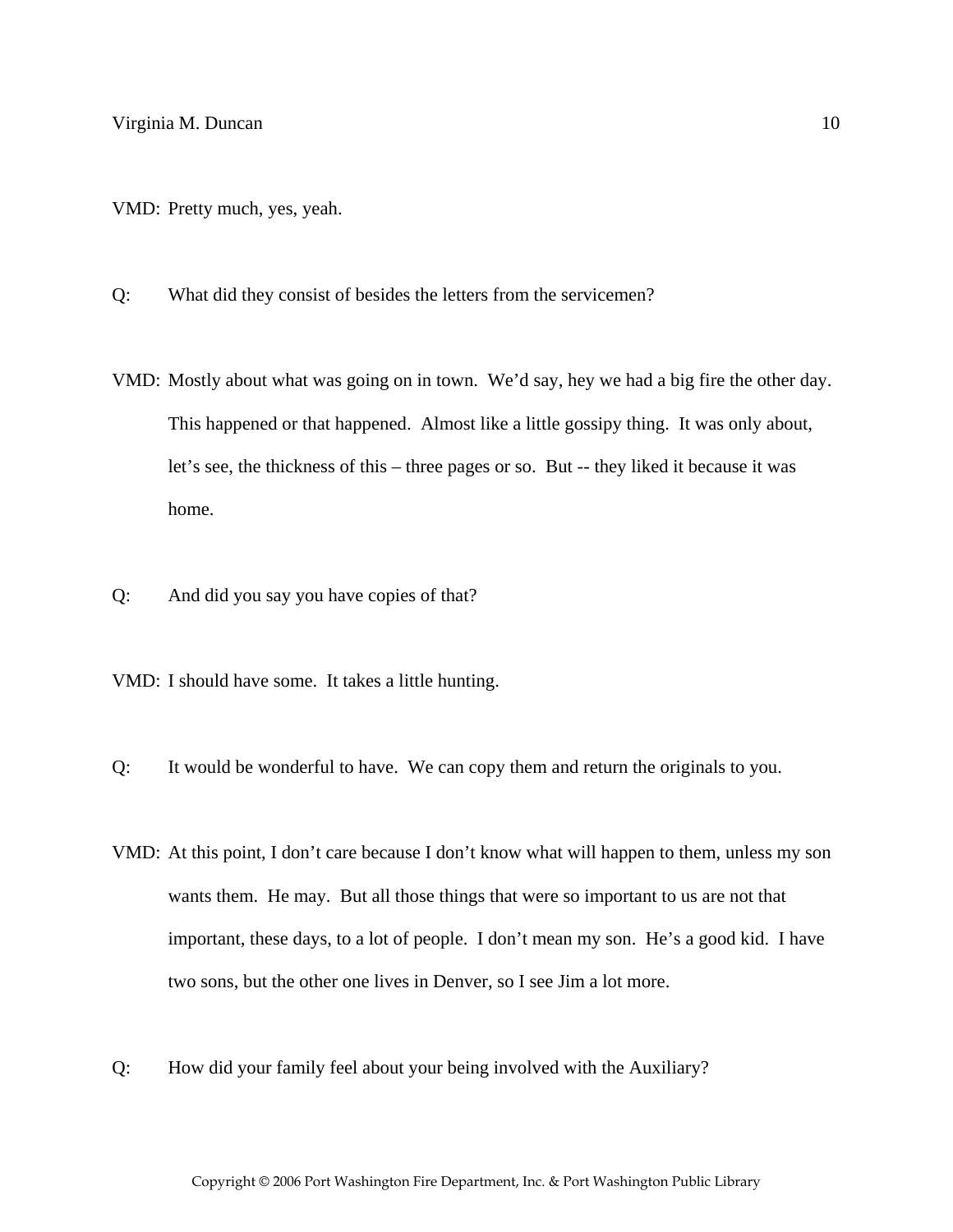VMD: Pretty much, yes, yeah.

Q: What did they consist of besides the letters from the servicemen?

VMD: Mostly about what was going on in town. We'd say, hey we had a big fire the other day. This happened or that happened. Almost like a little gossipy thing. It was only about, let's see, the thickness of this – three pages or so. But -- they liked it because it was home.

Q: And did you say you have copies of that?

VMD: I should have some. It takes a little hunting.

Q: It would be wonderful to have. We can copy them and return the originals to you.

VMD: At this point, I don't care because I don't know what will happen to them, unless my son wants them. He may. But all those things that were so important to us are not that important, these days, to a lot of people. I don't mean my son. He's a good kid. I have two sons, but the other one lives in Denver, so I see Jim a lot more.

Q: How did your family feel about your being involved with the Auxiliary?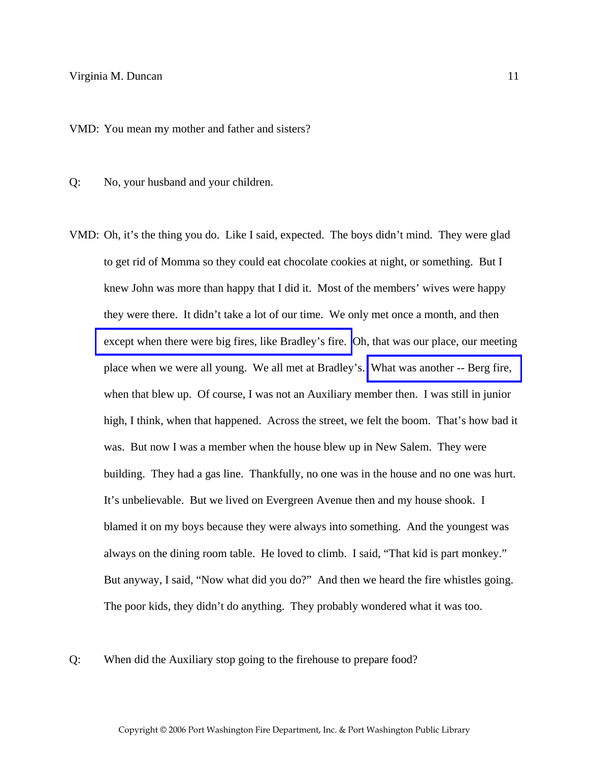VMD: You mean my mother and father and sisters?

Q: No, your husband and your children.

VMD: Oh, it's the thing you do. Like I said, expected. The boys didn't mind. They were glad to get rid of Momma so they could eat chocolate cookies at night, or something. But I knew John was more than happy that I did it. Most of the members' wives were happy they were there. It didn't take a lot of our time. We only met once a month, and then except when there were big fires, like Bradley's fire. Oh, that was our place, our meeting place when we were all young. We all met at Bradley's. What was another -- Berg fire, when that blew up. Of course, I was not an Auxiliary member then. I was still in junior high, I think, when that happened. Across the street, we felt the boom. That's how bad it was. But now I was a member when the house blew up in New Salem. They were building. They had a gas line. Thankfully, no one was in the house and no one was hurt. It's unbelievable. But we lived on Evergreen Avenue then and my house shook. I blamed it on my boys because they were always into something. And the youngest was always on the dining room table. He loved to climb. I said, "That kid is part monkey." But anyway, I said, "Now what did you do?" And then we heard the fire whistles going. The poor kids, they didn't do anything. They probably wondered what it was too.

Q: When did the Auxiliary stop going to the firehouse to prepare food?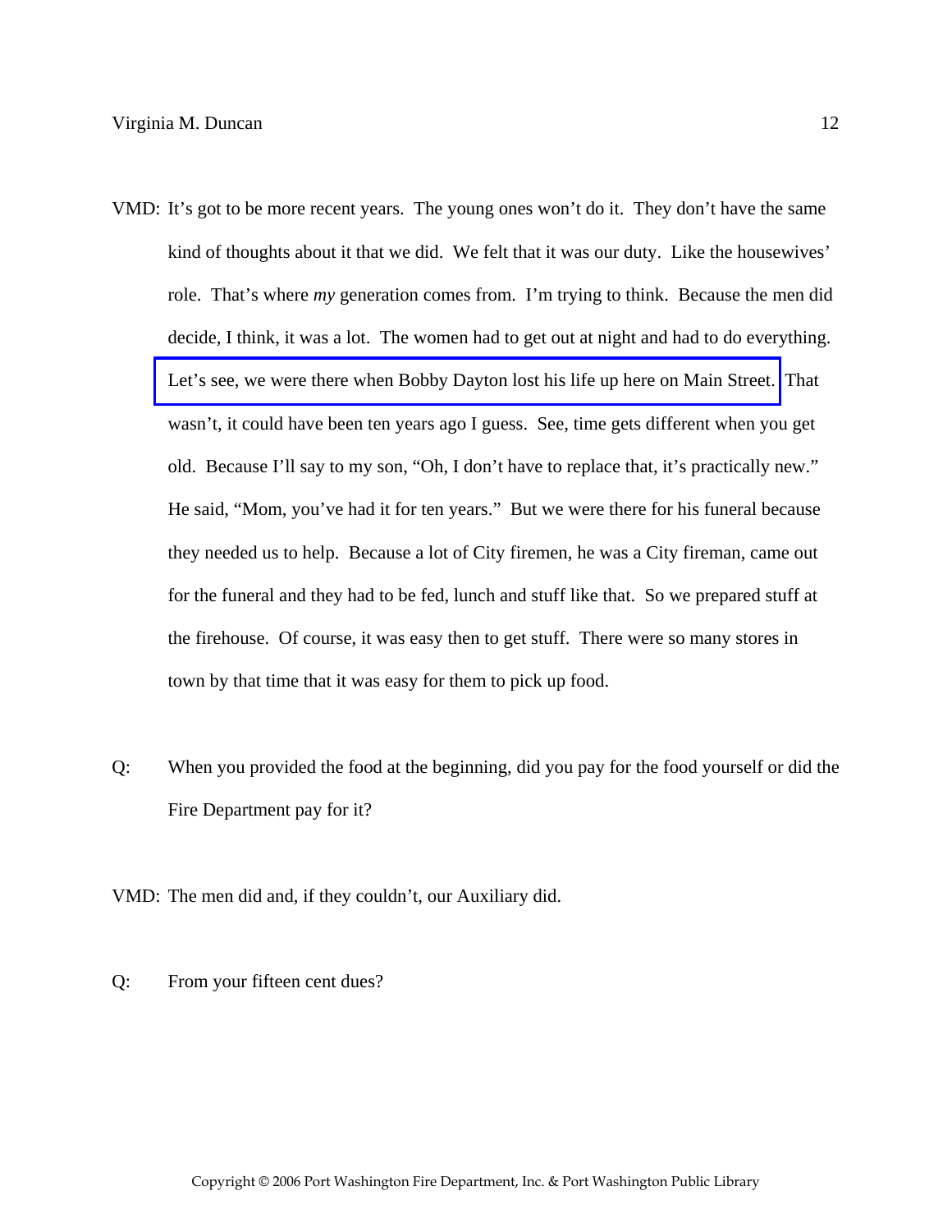VMD: It's got to be more recent years. The young ones won't do it. They don't have the same kind of thoughts about it that we did. We felt that it was our duty. Like the housewives' role. That's where *my* generation comes from. I'm trying to think. Because the men did decide, I think, it was a lot. The women had to get out at night and had to do everything. Let's see, we were there when Bobby Dayton lost his life up here on Main Street. That wasn't, it could have been ten years ago I guess. See, time gets different when you get old. Because I'll say to my son, "Oh, I don't have to replace that, it's practically new." He said, "Mom, you've had it for ten years." But we were there for his funeral because they needed us to help. Because a lot of City firemen, he was a City fireman, came out for the funeral and they had to be fed, lunch and stuff like that. So we prepared stuff at the firehouse. Of course, it was easy then to get stuff. There were so many stores in town by that time that it was easy for them to pick up food.

Q: When you provided the food at the beginning, did you pay for the food yourself or did the Fire Department pay for it?

VMD: The men did and, if they couldn't, our Auxiliary did.

Q: From your fifteen cent dues?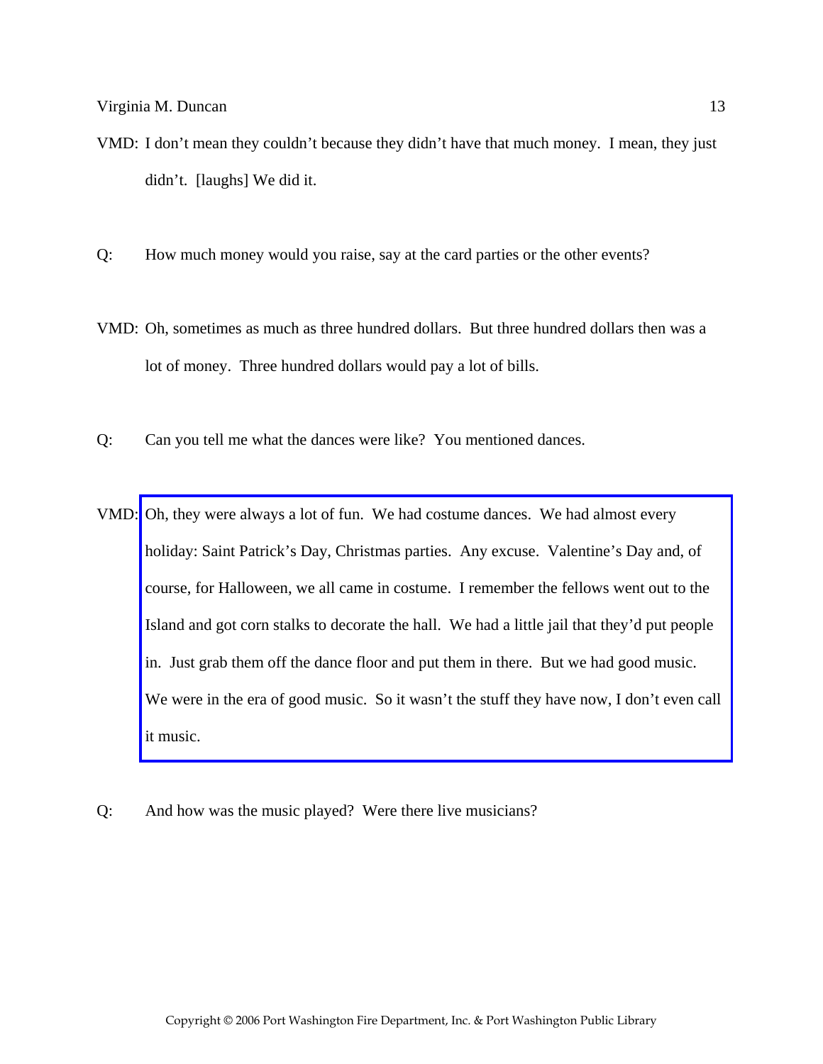VMD: I don't mean they couldn't because they didn't have that much money. I mean, they just didn't. [laughs] We did it.

Q: How much money would you raise, say at the card parties or the other events?

VMD: Oh, sometimes as much as three hundred dollars. But three hundred dollars then was a lot of money. Three hundred dollars would pay a lot of bills.

Q: Can you tell me what the dances were like? You mentioned dances.

VMD: Oh, they were always a lot of fun. We had costume dances. We had almost every holiday: Saint Patrick's Day, Christmas parties. Any excuse. Valentine's Day and, of course, for Halloween, we all came in costume. I remember the fellows went out to the Island and got corn stalks to decorate the hall. We had a little jail that they'd put people in. Just grab them off the dance floor and put them in there. But we had good music. We were in the era of good music. So it wasn't the stuff they have now, I don't even call it music.

Q: And how was the music played? Were there live musicians?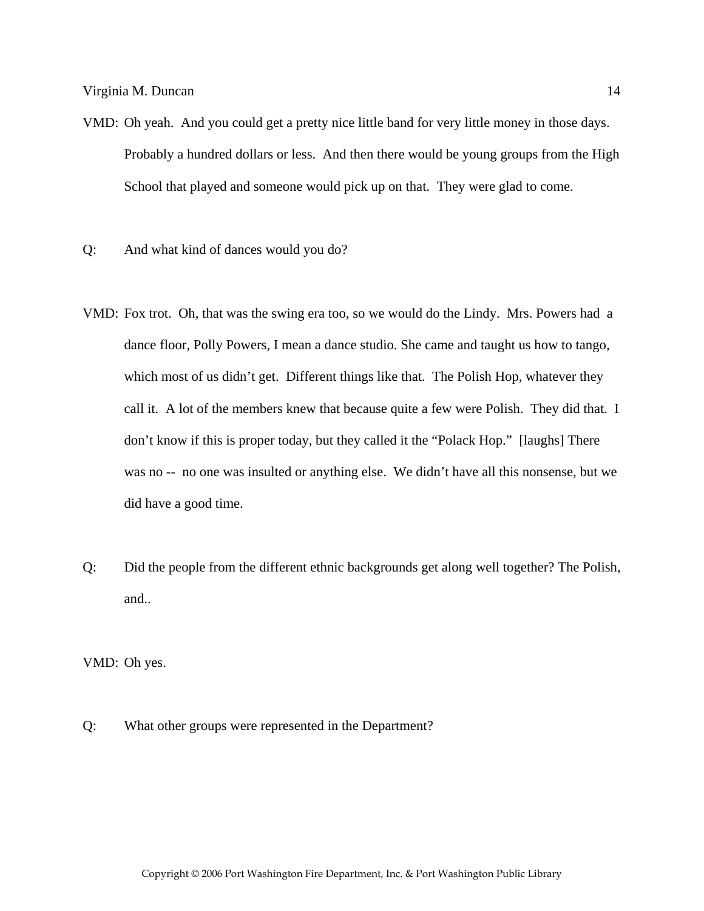VMD: Oh yeah. And you could get a pretty nice little band for very little money in those days. Probably a hundred dollars or less. And then there would be young groups from the High School that played and someone would pick up on that. They were glad to come.

Q: And what kind of dances would you do?

VMD: Fox trot. Oh, that was the swing era too, so we would do the Lindy. Mrs. Powers had a dance floor, Polly Powers, I mean a dance studio. She came and taught us how to tango, which most of us didn't get. Different things like that. The Polish Hop, whatever they call it. A lot of the members knew that because quite a few were Polish. They did that. I don't know if this is proper today, but they called it the "Polack Hop." [laughs] There was no -- no one was insulted or anything else. We didn't have all this nonsense, but we did have a good time.

Q: Did the people from the different ethnic backgrounds get along well together? The Polish, and..

VMD: Oh yes.

Q: What other groups were represented in the Department?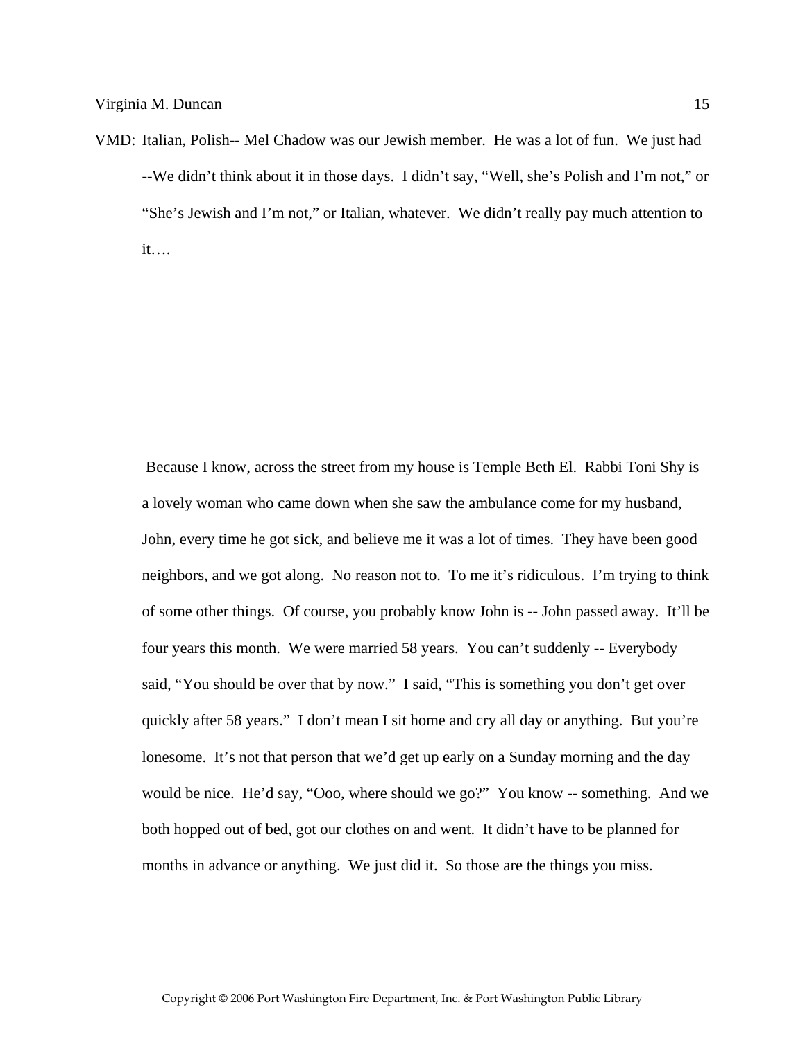VMD: Italian, Polish-- Mel Chadow was our Jewish member. He was a lot of fun. We just had --We didn't think about it in those days. I didn't say, "Well, she's Polish and I'm not," or "She's Jewish and I'm not," or Italian, whatever. We didn't really pay much attention to it….

Because I know, across the street from my house is Temple Beth El. Rabbi Toni Shy is a lovely woman who came down when she saw the ambulance come for my husband, John, every time he got sick, and believe me it was a lot of times. They have been good neighbors, and we got along. No reason not to. To me it's ridiculous. I'm trying to think of some other things. Of course, you probably know John is -- John passed away. It'll be four years this month. We were married 58 years. You can't suddenly -- Everybody said, "You should be over that by now." I said, "This is something you don't get over quickly after 58 years." I don't mean I sit home and cry all day or anything. But you're lonesome. It's not that person that we'd get up early on a Sunday morning and the day would be nice. He'd say, "Ooo, where should we go?" You know -- something. And we both hopped out of bed, got our clothes on and went. It didn't have to be planned for months in advance or anything. We just did it. So those are the things you miss.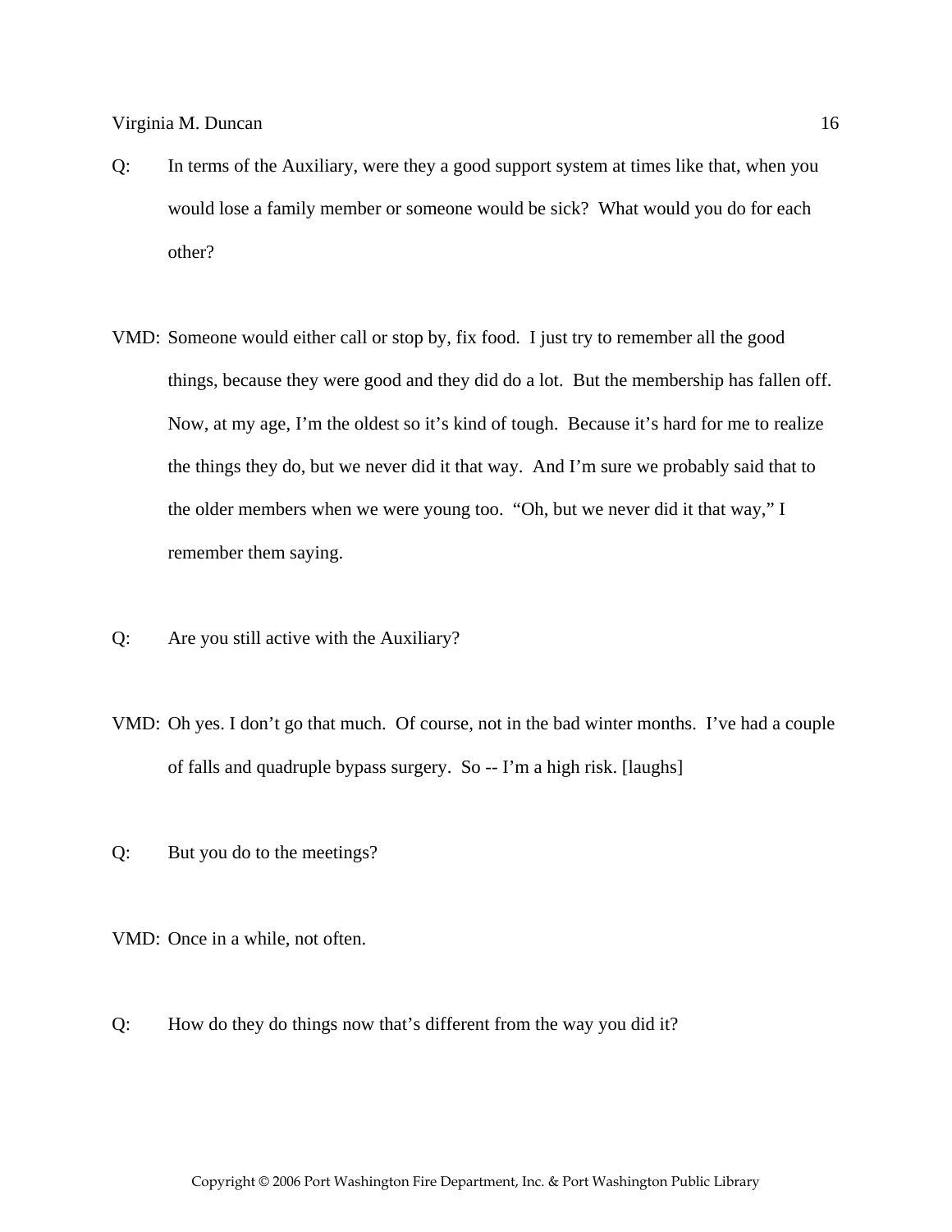Q: In terms of the Auxiliary, were they a good support system at times like that, when you would lose a family member or someone would be sick? What would you do for each other?

VMD: Someone would either call or stop by, fix food. I just try to remember all the good things, because they were good and they did do a lot. But the membership has fallen off. Now, at my age, I'm the oldest so it's kind of tough. Because it's hard for me to realize the things they do, but we never did it that way. And I'm sure we probably said that to the older members when we were young too. "Oh, but we never did it that way," I remember them saying.

Q: Are you still active with the Auxiliary?

VMD: Oh yes. I don't go that much. Of course, not in the bad winter months. I've had a couple of falls and quadruple bypass surgery. So -- I'm a high risk. [laughs]

Q: But you do to the meetings?

VMD: Once in a while, not often.

Q: How do they do things now that's different from the way you did it?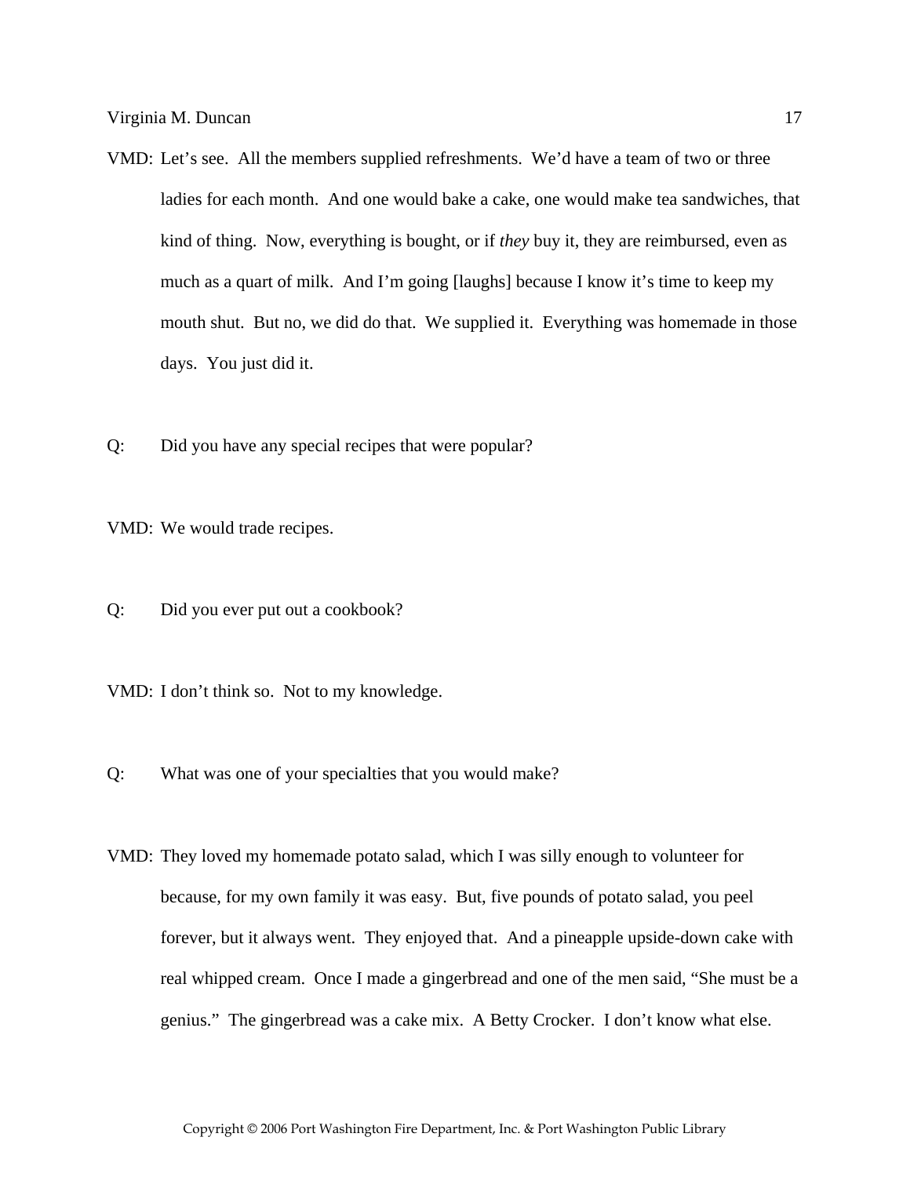VMD: Let's see. All the members supplied refreshments. We'd have a team of two or three ladies for each month. And one would bake a cake, one would make tea sandwiches, that kind of thing. Now, everything is bought, or if *they* buy it, they are reimbursed, even as much as a quart of milk. And I'm going [laughs] because I know it's time to keep my mouth shut. But no, we did do that. We supplied it. Everything was homemade in those days. You just did it.

Q: Did you have any special recipes that were popular?

VMD: We would trade recipes.

Q: Did you ever put out a cookbook?

VMD: I don't think so. Not to my knowledge.

Q: What was one of your specialties that you would make?

VMD: They loved my homemade potato salad, which I was silly enough to volunteer for because, for my own family it was easy. But, five pounds of potato salad, you peel forever, but it always went. They enjoyed that. And a pineapple upside-down cake with real whipped cream. Once I made a gingerbread and one of the men said, "She must be a genius." The gingerbread was a cake mix. A Betty Crocker. I don't know what else.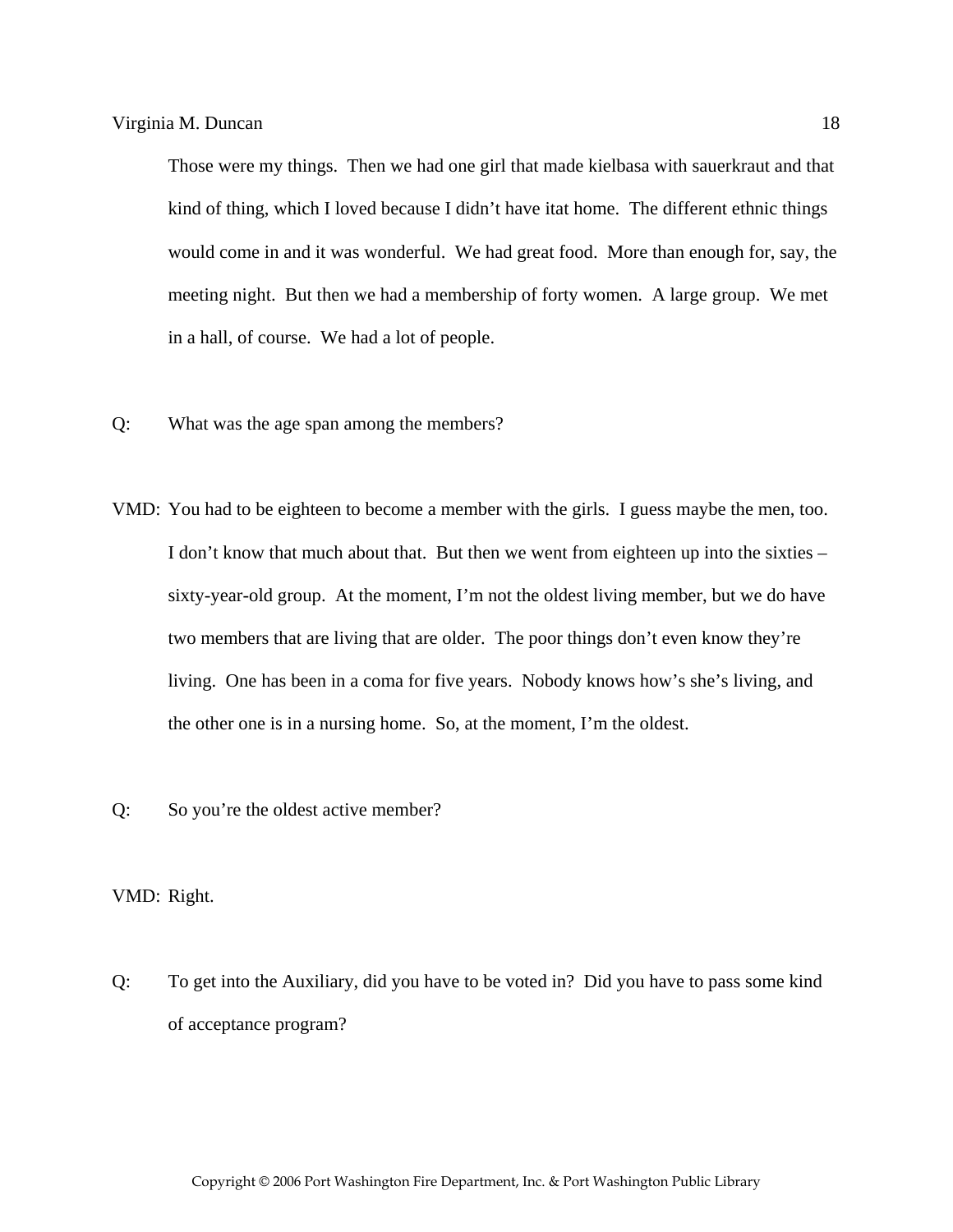Those were my things. Then we had one girl that made kielbasa with sauerkraut and that kind of thing, which I loved because I didn't have itat home. The different ethnic things would come in and it was wonderful. We had great food. More than enough for, say, the meeting night. But then we had a membership of forty women. A large group. We met in a hall, of course. We had a lot of people.

Q: What was the age span among the members?

VMD: You had to be eighteen to become a member with the girls. I guess maybe the men, too. I don't know that much about that. But then we went from eighteen up into the sixties – sixty-year-old group. At the moment, I'm not the oldest living member, but we do have two members that are living that are older. The poor things don't even know they're living. One has been in a coma for five years. Nobody knows how's she's living, and the other one is in a nursing home. So, at the moment, I'm the oldest.

Q: So you're the oldest active member?

VMD: Right.

Q: To get into the Auxiliary, did you have to be voted in? Did you have to pass some kind of acceptance program?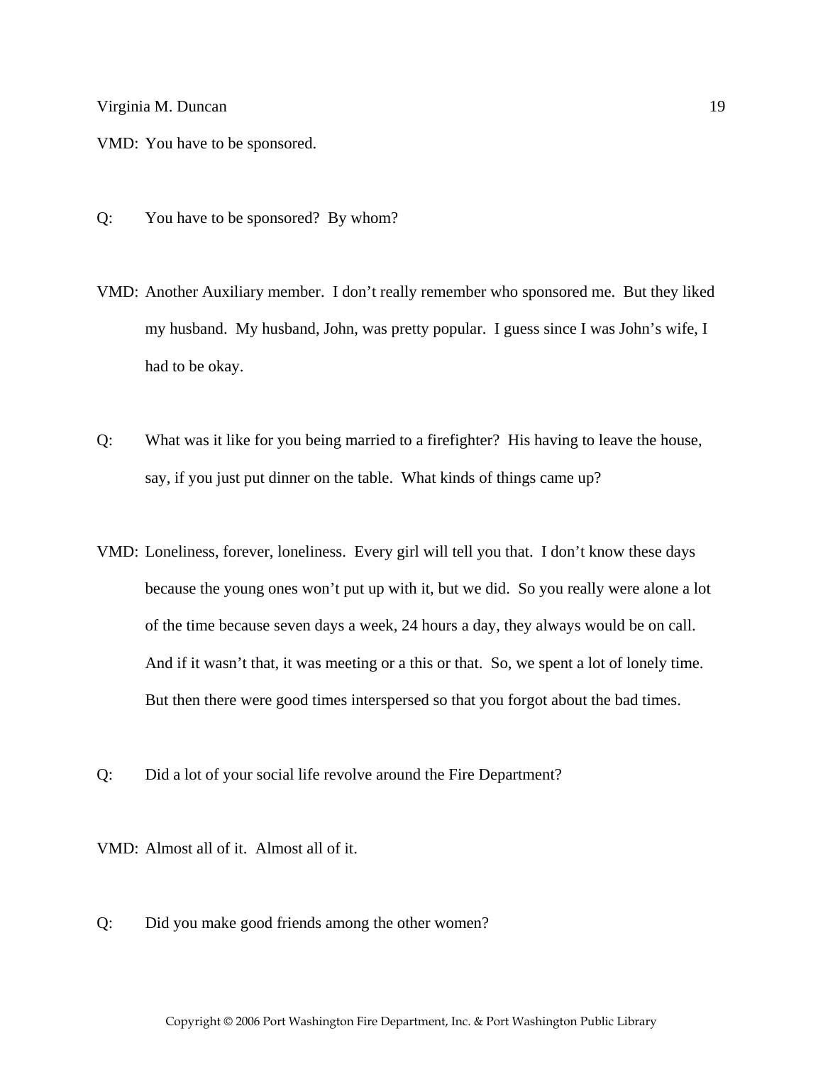VMD: You have to be sponsored.

Q: You have to be sponsored? By whom?

VMD: Another Auxiliary member. I don't really remember who sponsored me. But they liked my husband. My husband, John, was pretty popular. I guess since I was John's wife, I had to be okay.

Q: What was it like for you being married to a firefighter? His having to leave the house, say, if you just put dinner on the table. What kinds of things came up?

VMD: Loneliness, forever, loneliness. Every girl will tell you that. I don't know these days because the young ones won't put up with it, but we did. So you really were alone a lot of the time because seven days a week, 24 hours a day, they always would be on call. And if it wasn't that, it was meeting or a this or that. So, we spent a lot of lonely time. But then there were good times interspersed so that you forgot about the bad times.

Q: Did a lot of your social life revolve around the Fire Department?

VMD: Almost all of it. Almost all of it.

Q: Did you make good friends among the other women?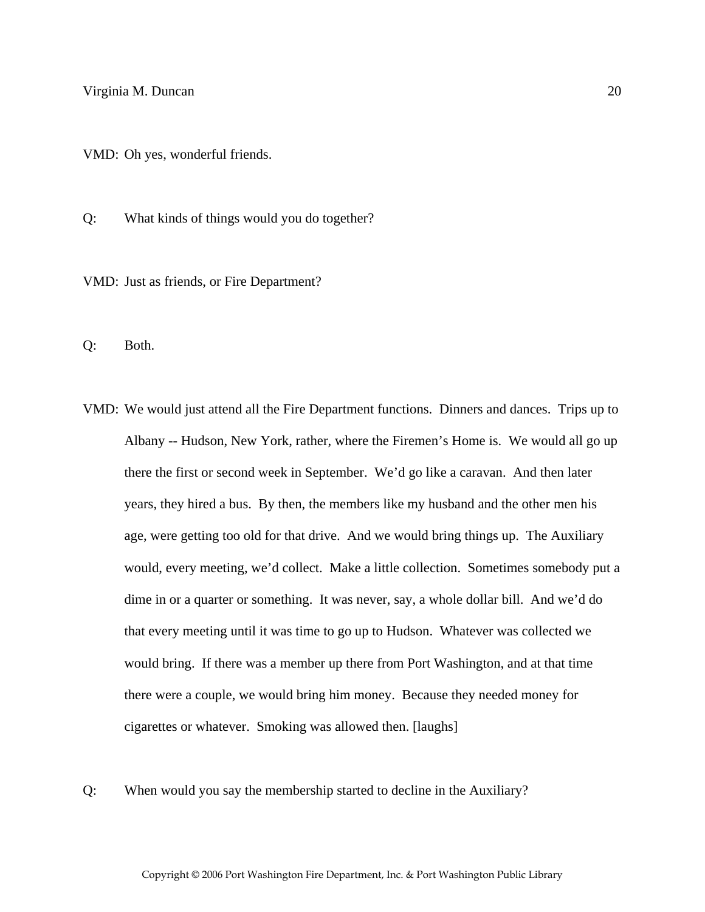VMD: Oh yes, wonderful friends.

Q: What kinds of things would you do together?

VMD: Just as friends, or Fire Department?

Q: Both.

VMD: We would just attend all the Fire Department functions. Dinners and dances. Trips up to Albany -- Hudson, New York, rather, where the Firemen's Home is. We would all go up there the first or second week in September. We'd go like a caravan. And then later years, they hired a bus. By then, the members like my husband and the other men his age, were getting too old for that drive. And we would bring things up. The Auxiliary would, every meeting, we'd collect. Make a little collection. Sometimes somebody put a dime in or a quarter or something. It was never, say, a whole dollar bill. And we'd do that every meeting until it was time to go up to Hudson. Whatever was collected we would bring. If there was a member up there from Port Washington, and at that time there were a couple, we would bring him money. Because they needed money for cigarettes or whatever. Smoking was allowed then. [laughs]

Q: When would you say the membership started to decline in the Auxiliary?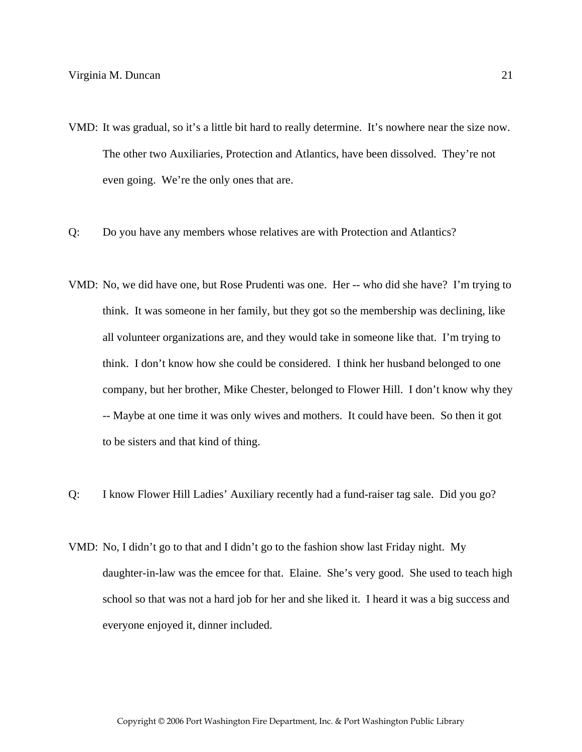VMD: It was gradual, so it's a little bit hard to really determine. It's nowhere near the size now. The other two Auxiliaries, Protection and Atlantics, have been dissolved. They're not even going. We're the only ones that are.

Q: Do you have any members whose relatives are with Protection and Atlantics?

VMD: No, we did have one, but Rose Prudenti was one. Her -- who did she have? I'm trying to think. It was someone in her family, but they got so the membership was declining, like all volunteer organizations are, and they would take in someone like that. I'm trying to think. I don't know how she could be considered. I think her husband belonged to one company, but her brother, Mike Chester, belonged to Flower Hill. I don't know why they -- Maybe at one time it was only wives and mothers. It could have been. So then it got to be sisters and that kind of thing.

Q: I know Flower Hill Ladies' Auxiliary recently had a fund-raiser tag sale. Did you go?

VMD: No, I didn't go to that and I didn't go to the fashion show last Friday night. My daughter-in-law was the emcee for that. Elaine. She's very good. She used to teach high school so that was not a hard job for her and she liked it. I heard it was a big success and everyone enjoyed it, dinner included.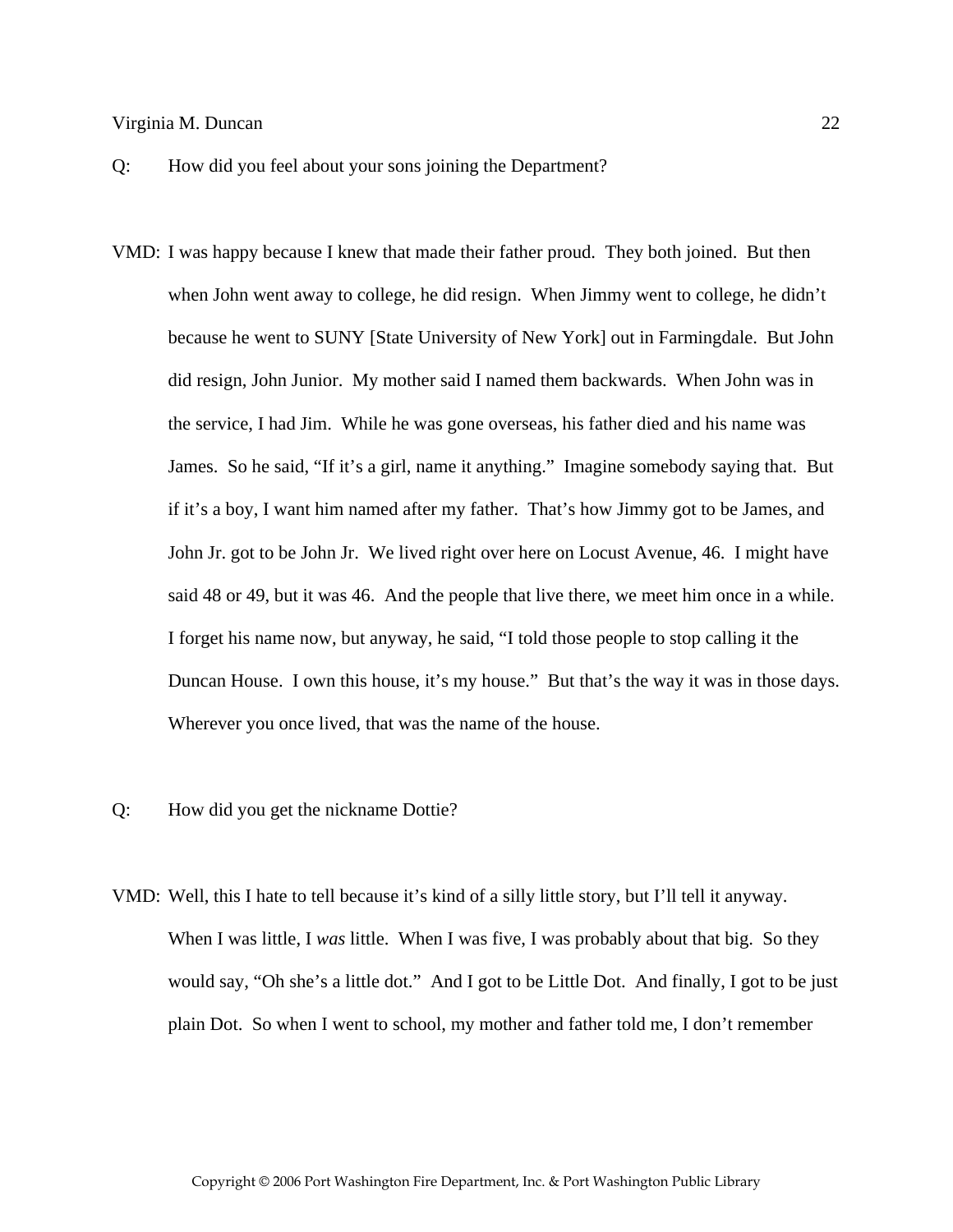Q: How did you feel about your sons joining the Department?

VMD: I was happy because I knew that made their father proud. They both joined. But then when John went away to college, he did resign. When Jimmy went to college, he didn't because he went to SUNY [State University of New York] out in Farmingdale. But John did resign, John Junior. My mother said I named them backwards. When John was in the service, I had Jim. While he was gone overseas, his father died and his name was James. So he said, "If it's a girl, name it anything." Imagine somebody saying that. But if it's a boy, I want him named after my father. That's how Jimmy got to be James, and John Jr. got to be John Jr. We lived right over here on Locust Avenue, 46. I might have said 48 or 49, but it was 46. And the people that live there, we meet him once in a while. I forget his name now, but anyway, he said, "I told those people to stop calling it the Duncan House. I own this house, it's my house." But that's the way it was in those days. Wherever you once lived, that was the name of the house.

Q: How did you get the nickname Dottie?

VMD: Well, this I hate to tell because it's kind of a silly little story, but I'll tell it anyway. When I was little, I *was* little. When I was five, I was probably about that big. So they would say, "Oh she's a little dot." And I got to be Little Dot. And finally, I got to be just plain Dot. So when I went to school, my mother and father told me, I don't remember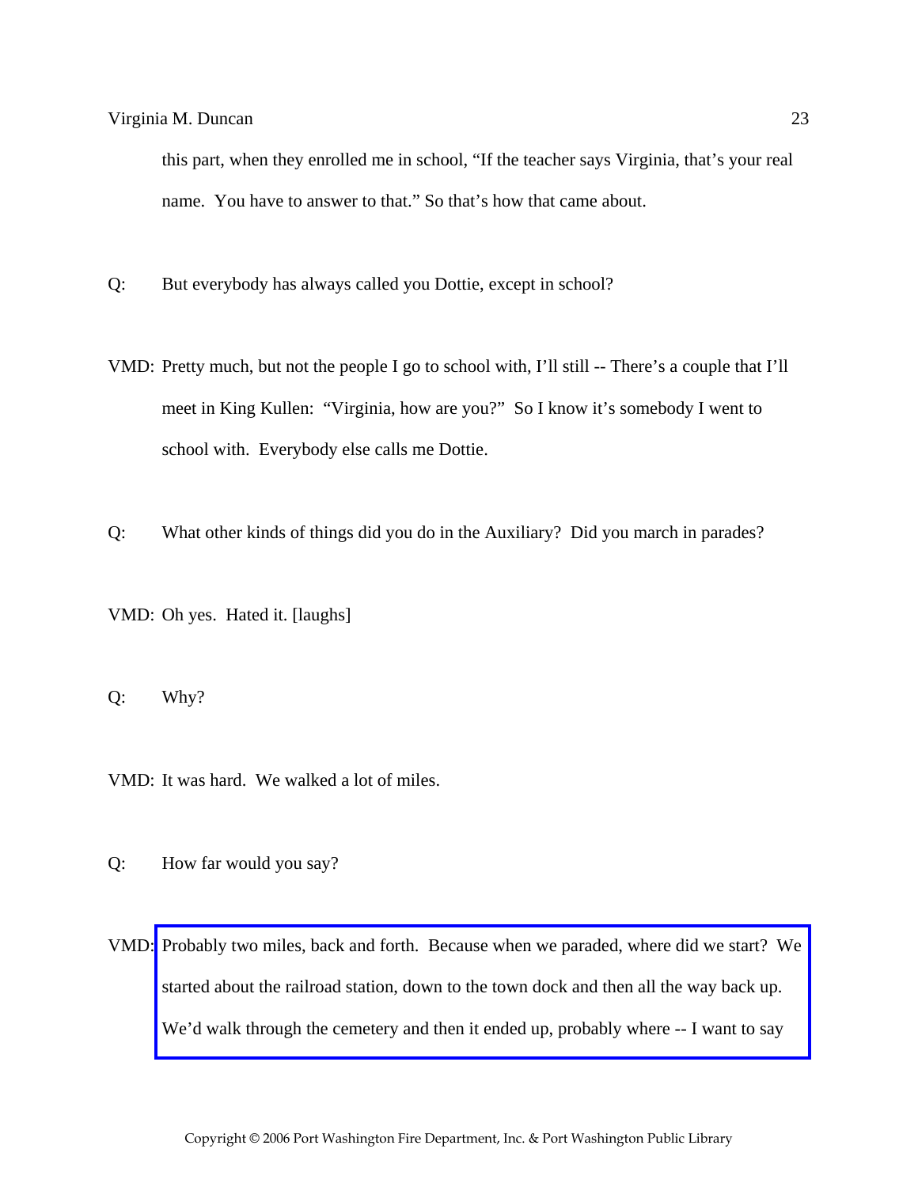this part, when they enrolled me in school, "If the teacher says Virginia, that's your real name. You have to answer to that." So that's how that came about.

Q: But everybody has always called you Dottie, except in school?

VMD: Pretty much, but not the people I go to school with, I'll still -- There's a couple that I'll meet in King Kullen: "Virginia, how are you?" So I know it's somebody I went to school with. Everybody else calls me Dottie.

Q: What other kinds of things did you do in the Auxiliary? Did you march in parades?

VMD: Oh yes. Hated it. [laughs]

Q: Why?

VMD: It was hard. We walked a lot of miles.

Q: How far would you say?

VMD: Probably two miles, back and forth. Because when we paraded, where did we start? We started about the railroad station, down to the town dock and then all the way back up. We'd walk through the cemetery and then it ended up, probably where -- I want to say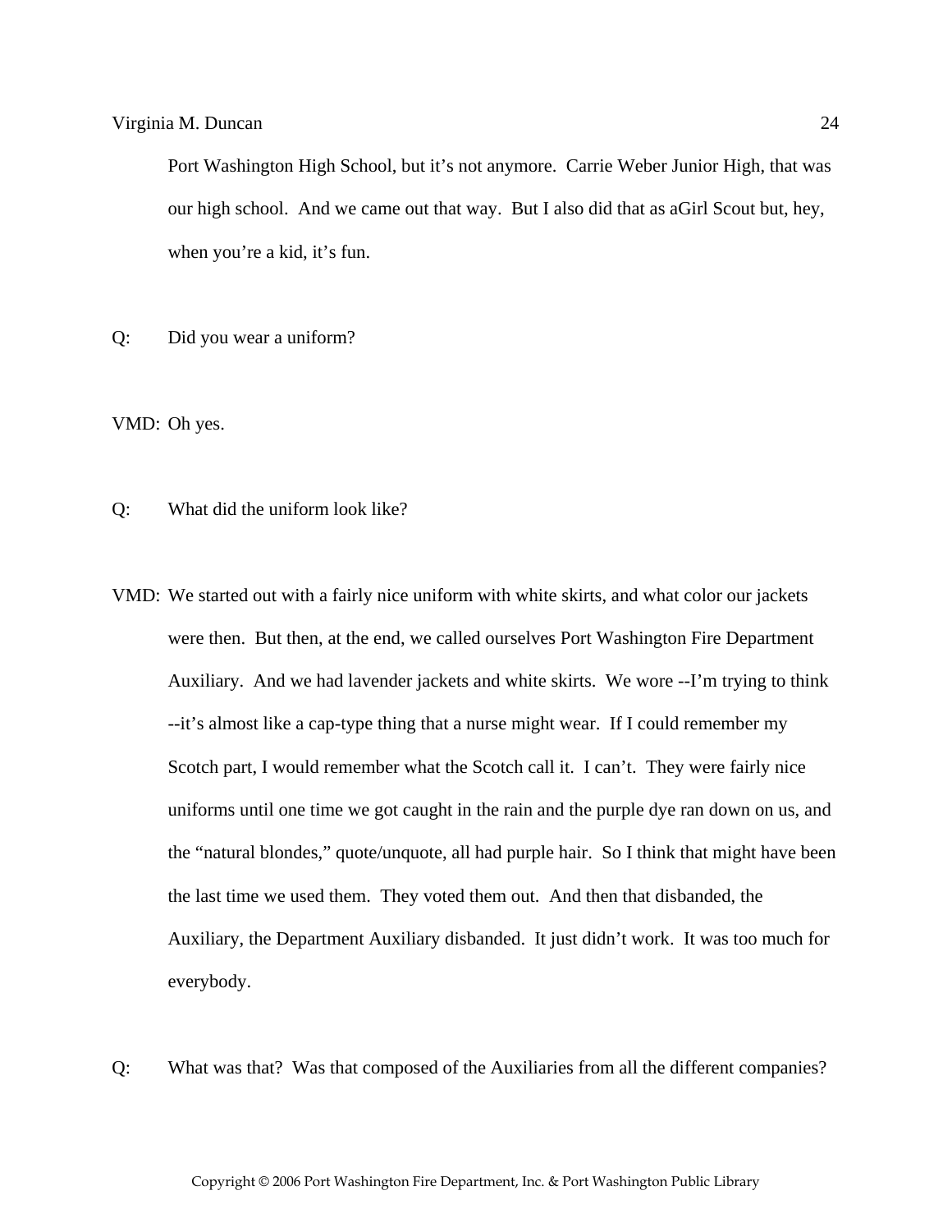Port Washington High School, but it's not anymore. Carrie Weber Junior High, that was our high school. And we came out that way. But I also did that as aGirl Scout but, hey, when you're a kid, it's fun.

Q: Did you wear a uniform?

VMD: Oh yes.

Q: What did the uniform look like?

VMD: We started out with a fairly nice uniform with white skirts, and what color our jackets were then. But then, at the end, we called ourselves Port Washington Fire Department Auxiliary. And we had lavender jackets and white skirts. We wore --I'm trying to think --it's almost like a cap-type thing that a nurse might wear. If I could remember my Scotch part, I would remember what the Scotch call it. I can't. They were fairly nice uniforms until one time we got caught in the rain and the purple dye ran down on us, and the "natural blondes," quote/unquote, all had purple hair. So I think that might have been the last time we used them. They voted them out. And then that disbanded, the Auxiliary, the Department Auxiliary disbanded. It just didn't work. It was too much for everybody.

Q: What was that? Was that composed of the Auxiliaries from all the different companies?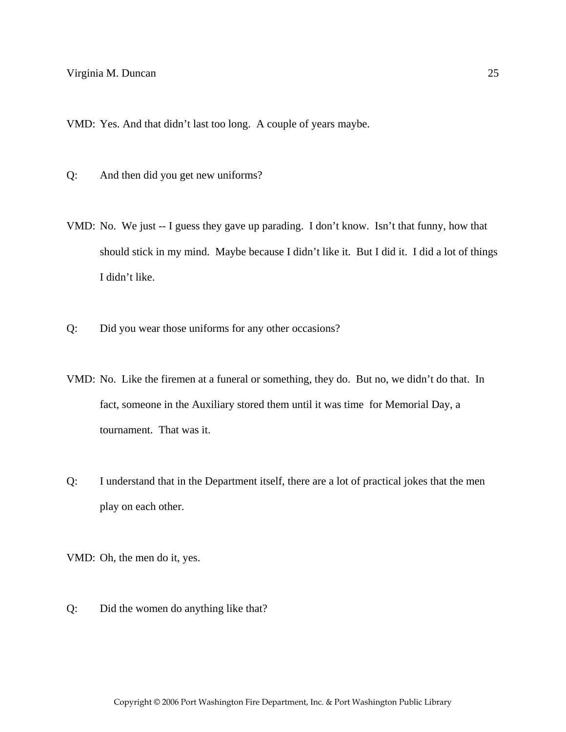VMD: Yes. And that didn't last too long. A couple of years maybe.

Q: And then did you get new uniforms?

VMD: No. We just -- I guess they gave up parading. I don't know. Isn't that funny, how that should stick in my mind. Maybe because I didn't like it. But I did it. I did a lot of things I didn't like.

Q: Did you wear those uniforms for any other occasions?

VMD: No. Like the firemen at a funeral or something, they do. But no, we didn't do that. In fact, someone in the Auxiliary stored them until it was time for Memorial Day, a tournament. That was it.

Q: I understand that in the Department itself, there are a lot of practical jokes that the men play on each other.

VMD: Oh, the men do it, yes.

Q: Did the women do anything like that?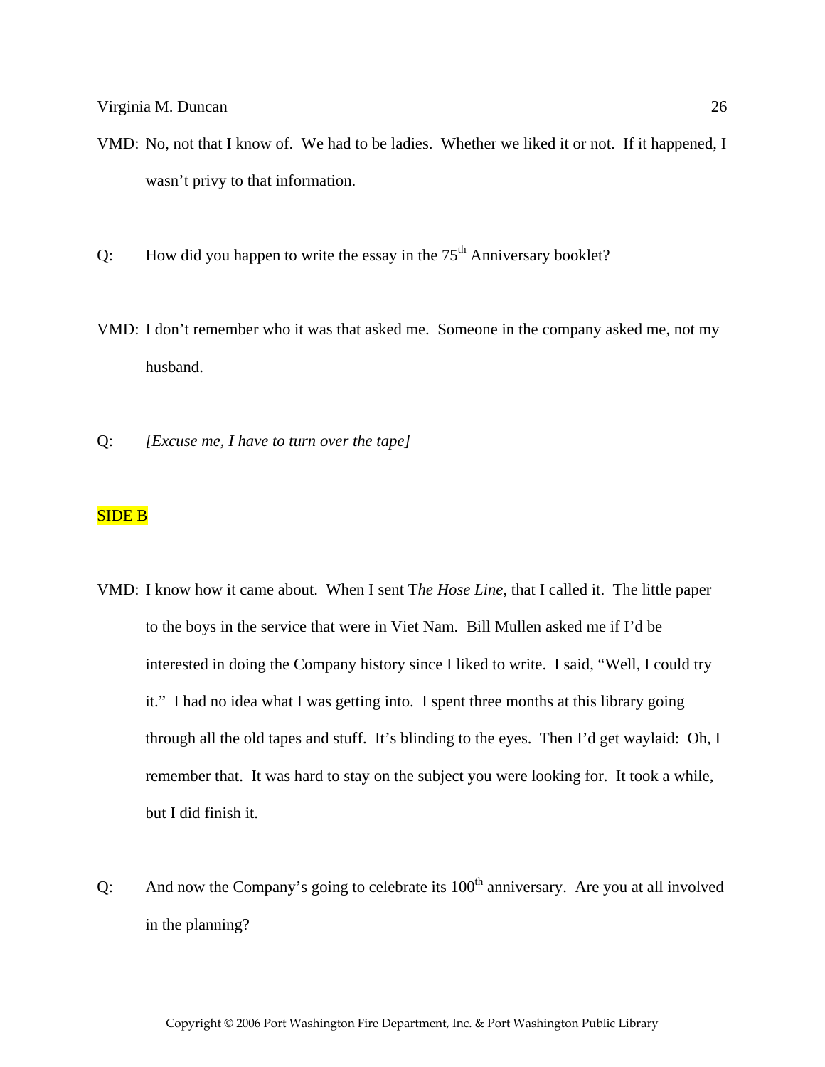VMD: No, not that I know of. We had to be ladies. Whether we liked it or not. If it happened, I wasn't privy to that information.

Q: How did you happen to write the essay in the 75th Anniversary booklet?

VMD: I don't remember who it was that asked me. Someone in the company asked me, not my husband.

Q: *[Excuse me, I have to turn over the tape]*

SIDE B

VMD: I know how it came about. When I sent T*he Hose Line*, that I called it. The little paper to the boys in the service that were in Viet Nam. Bill Mullen asked me if I'd be interested in doing the Company history since I liked to write. I said, "Well, I could try it." I had no idea what I was getting into. I spent three months at this library going through all the old tapes and stuff. It's blinding to the eyes. Then I'd get waylaid: Oh, I remember that. It was hard to stay on the subject you were looking for. It took a while, but I did finish it.

Q: And now the Company's going to celebrate its 100th anniversary. Are you at all involved in the planning?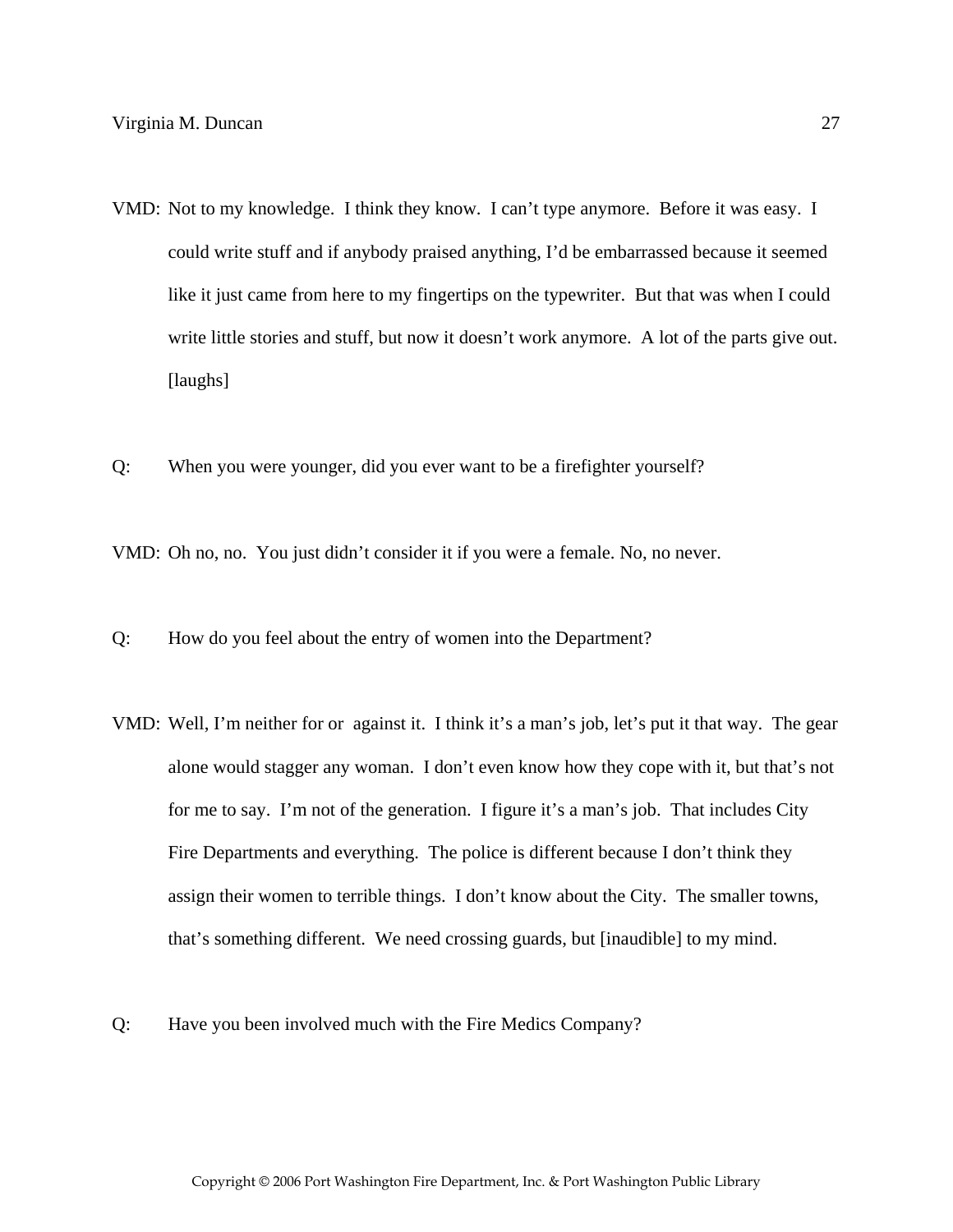VMD: Not to my knowledge. I think they know. I can't type anymore. Before it was easy. I could write stuff and if anybody praised anything, I'd be embarrassed because it seemed like it just came from here to my fingertips on the typewriter. But that was when I could write little stories and stuff, but now it doesn't work anymore. A lot of the parts give out. [laughs]

Q: When you were younger, did you ever want to be a firefighter yourself?

VMD: Oh no, no. You just didn't consider it if you were a female. No, no never.

Q: How do you feel about the entry of women into the Department?

VMD: Well, I'm neither for or against it. I think it's a man's job, let's put it that way. The gear alone would stagger any woman. I don't even know how they cope with it, but that's not for me to say. I'm not of the generation. I figure it's a man's job. That includes City Fire Departments and everything. The police is different because I don't think they assign their women to terrible things. I don't know about the City. The smaller towns, that's something different. We need crossing guards, but [inaudible] to my mind.

Q: Have you been involved much with the Fire Medics Company?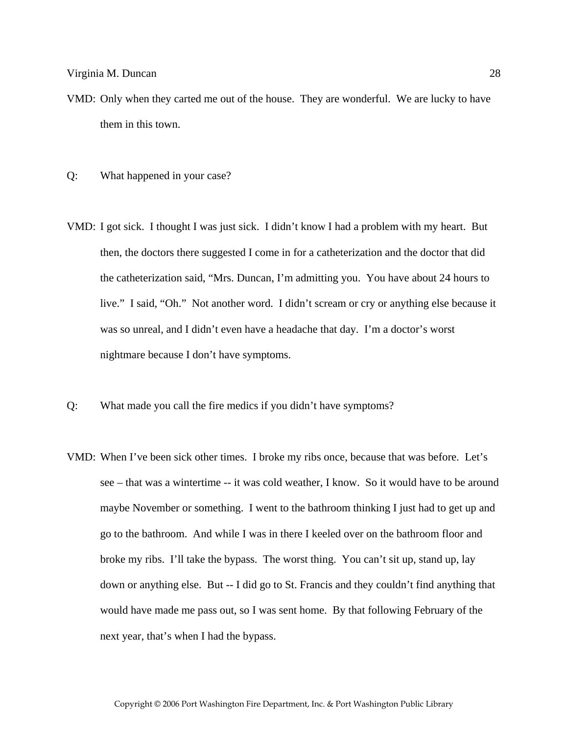VMD: Only when they carted me out of the house. They are wonderful. We are lucky to have them in this town.

Q: What happened in your case?

VMD: I got sick. I thought I was just sick. I didn't know I had a problem with my heart. But then, the doctors there suggested I come in for a catheterization and the doctor that did the catheterization said, "Mrs. Duncan, I'm admitting you. You have about 24 hours to live." I said, "Oh." Not another word. I didn't scream or cry or anything else because it was so unreal, and I didn't even have a headache that day. I'm a doctor's worst nightmare because I don't have symptoms.

Q: What made you call the fire medics if you didn't have symptoms?

VMD: When I've been sick other times. I broke my ribs once, because that was before. Let's see – that was a wintertime -- it was cold weather, I know. So it would have to be around maybe November or something. I went to the bathroom thinking I just had to get up and go to the bathroom. And while I was in there I keeled over on the bathroom floor and broke my ribs. I'll take the bypass. The worst thing. You can't sit up, stand up, lay down or anything else. But -- I did go to St. Francis and they couldn't find anything that would have made me pass out, so I was sent home. By that following February of the next year, that's when I had the bypass.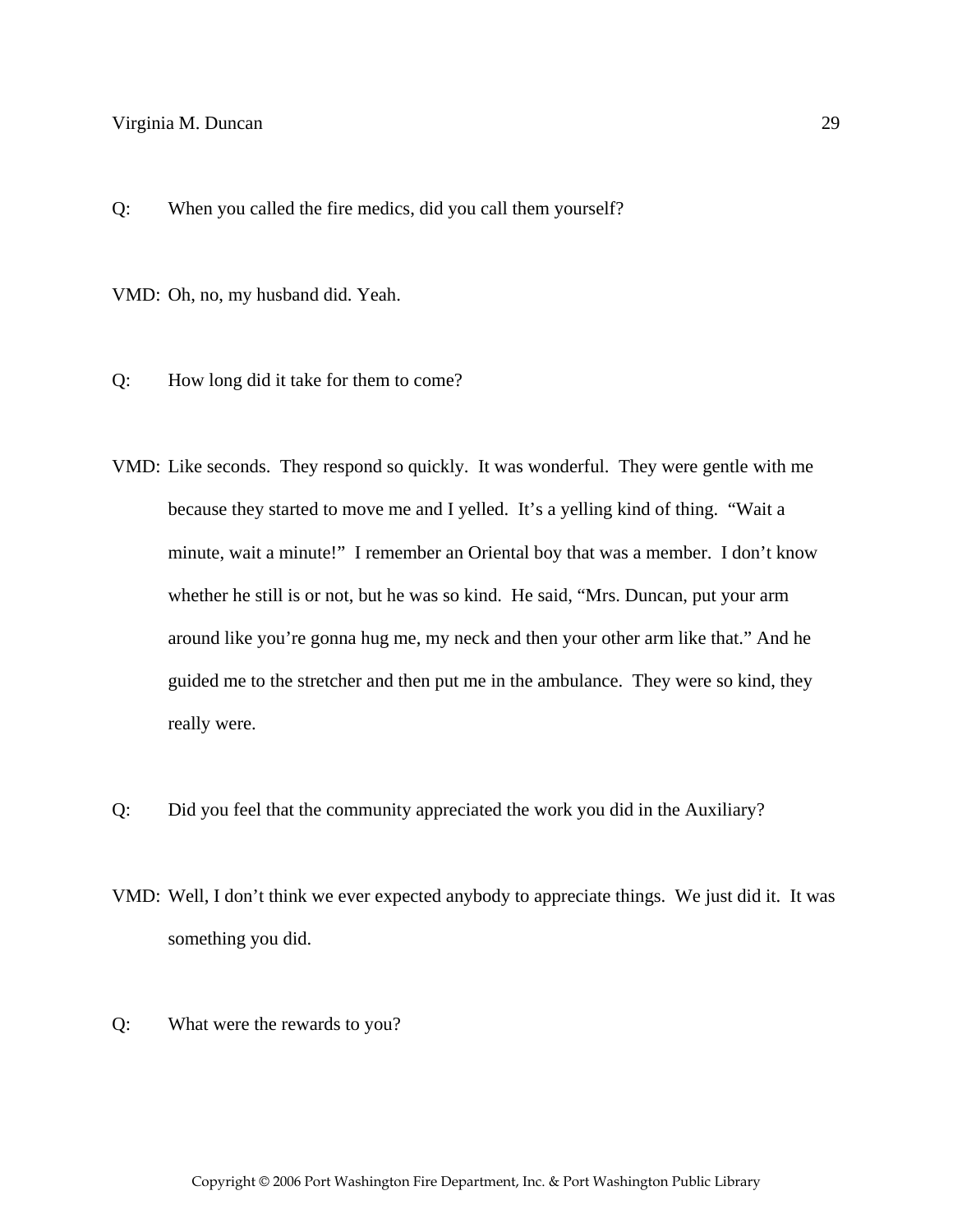Q: When you called the fire medics, did you call them yourself?

VMD: Oh, no, my husband did. Yeah.

Q: How long did it take for them to come?

VMD: Like seconds. They respond so quickly. It was wonderful. They were gentle with me because they started to move me and I yelled. It's a yelling kind of thing. "Wait a minute, wait a minute!" I remember an Oriental boy that was a member. I don't know whether he still is or not, but he was so kind. He said, "Mrs. Duncan, put your arm around like you're gonna hug me, my neck and then your other arm like that." And he guided me to the stretcher and then put me in the ambulance. They were so kind, they really were.

Q: Did you feel that the community appreciated the work you did in the Auxiliary?

VMD: Well, I don't think we ever expected anybody to appreciate things. We just did it. It was something you did.

Q: What were the rewards to you?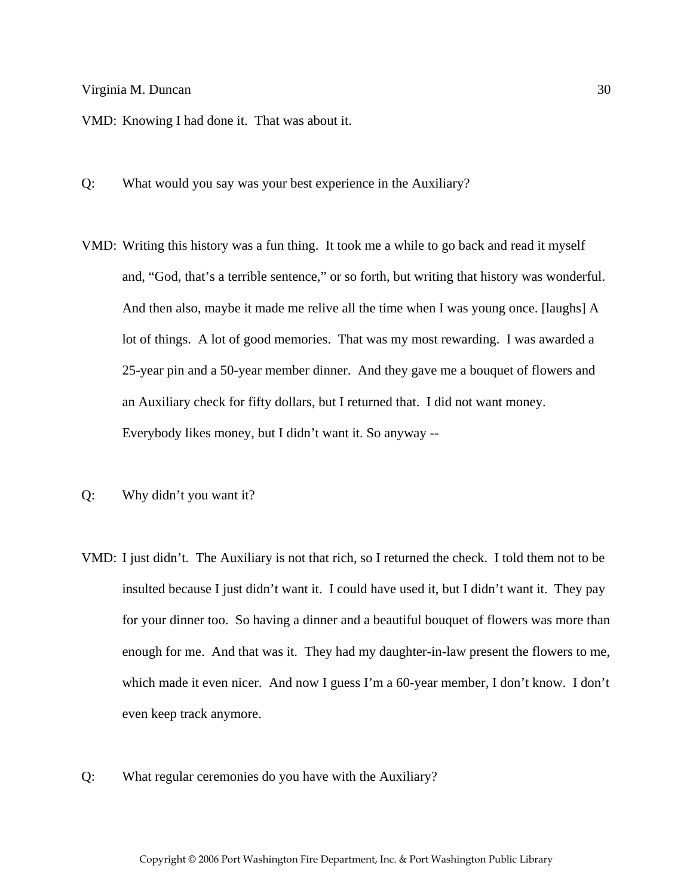VMD: Knowing I had done it.  That was about it.

Q: What would you say was your best experience in the Auxiliary?

VMD: Writing this history was a fun thing.  It took me a while to go back and read it myself and, "God, that's a terrible sentence," or so forth, but writing that history was wonderful. And then also, maybe it made me relive all the time when I was young once. [laughs] A lot of things.  A lot of good memories.  That was my most rewarding.  I was awarded a 25-year pin and a 50-year member dinner.  And they gave me a bouquet of flowers and an Auxiliary check for fifty dollars, but I returned that.  I did not want money. Everybody likes money, but I didn't want it. So anyway --

Q: Why didn't you want it?

VMD: I just didn't.  The Auxiliary is not that rich, so I returned the check.  I told them not to be insulted because I just didn't want it.  I could have used it, but I didn't want it.  They pay for your dinner too.  So having a dinner and a beautiful bouquet of flowers was more than enough for me.  And that was it.  They had my daughter-in-law present the flowers to me, which made it even nicer.  And now I guess I'm a 60-year member, I don't know.  I don't even keep track anymore.

Q: What regular ceremonies do you have with the Auxiliary?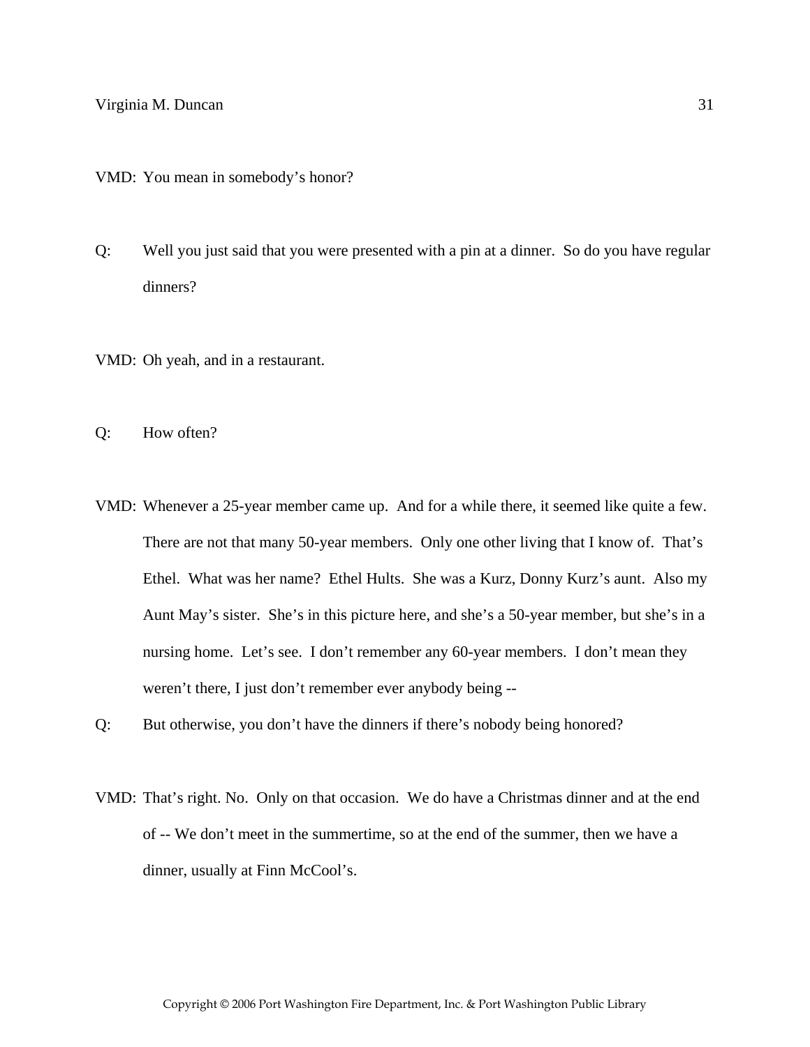VMD: You mean in somebody's honor?

Q: Well you just said that you were presented with a pin at a dinner. So do you have regular dinners?

VMD: Oh yeah, and in a restaurant.

Q: How often?

VMD: Whenever a 25-year member came up. And for a while there, it seemed like quite a few. There are not that many 50-year members. Only one other living that I know of. That's Ethel. What was her name? Ethel Hults. She was a Kurz, Donny Kurz's aunt. Also my Aunt May's sister. She's in this picture here, and she's a 50-year member, but she's in a nursing home. Let's see. I don't remember any 60-year members. I don't mean they weren't there, I just don't remember ever anybody being --

Q: But otherwise, you don't have the dinners if there's nobody being honored?

VMD: That's right. No. Only on that occasion. We do have a Christmas dinner and at the end of -- We don't meet in the summertime, so at the end of the summer, then we have a dinner, usually at Finn McCool's.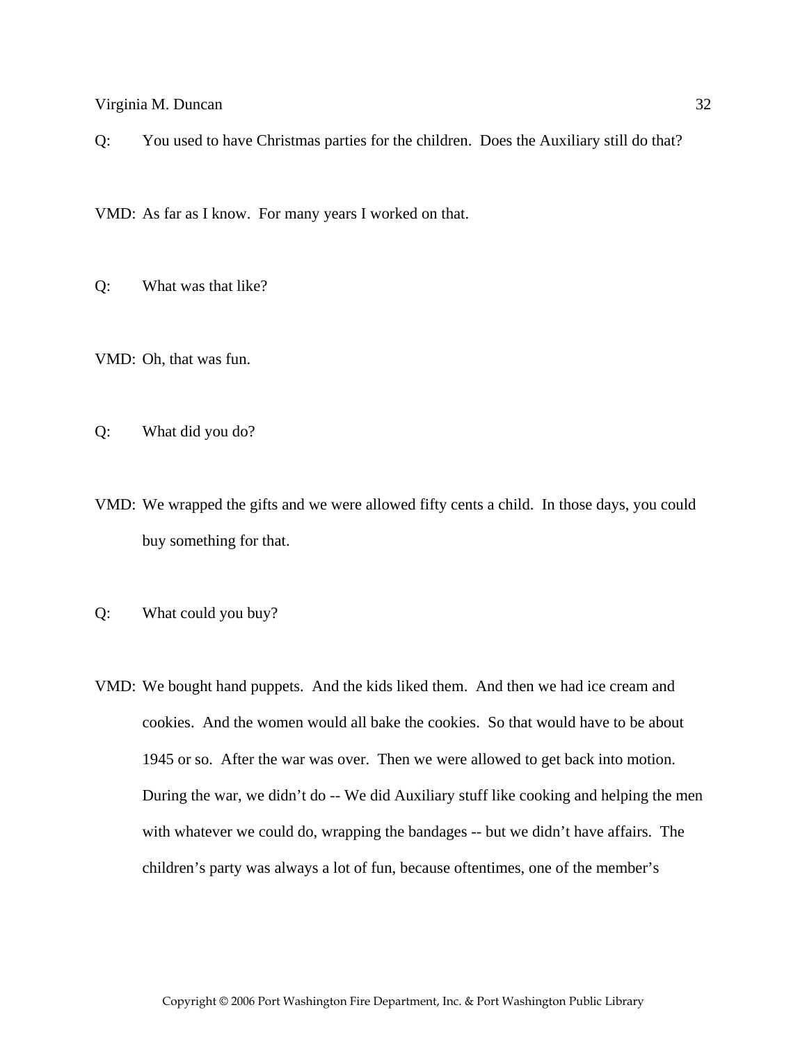Q: You used to have Christmas parties for the children. Does the Auxiliary still do that?

VMD: As far as I know. For many years I worked on that.

Q: What was that like?

VMD: Oh, that was fun.

Q: What did you do?

VMD: We wrapped the gifts and we were allowed fifty cents a child. In those days, you could buy something for that.

Q: What could you buy?

VMD: We bought hand puppets. And the kids liked them. And then we had ice cream and cookies. And the women would all bake the cookies. So that would have to be about 1945 or so. After the war was over. Then we were allowed to get back into motion. During the war, we didn't do -- We did Auxiliary stuff like cooking and helping the men with whatever we could do, wrapping the bandages -- but we didn't have affairs. The children's party was always a lot of fun, because oftentimes, one of the member's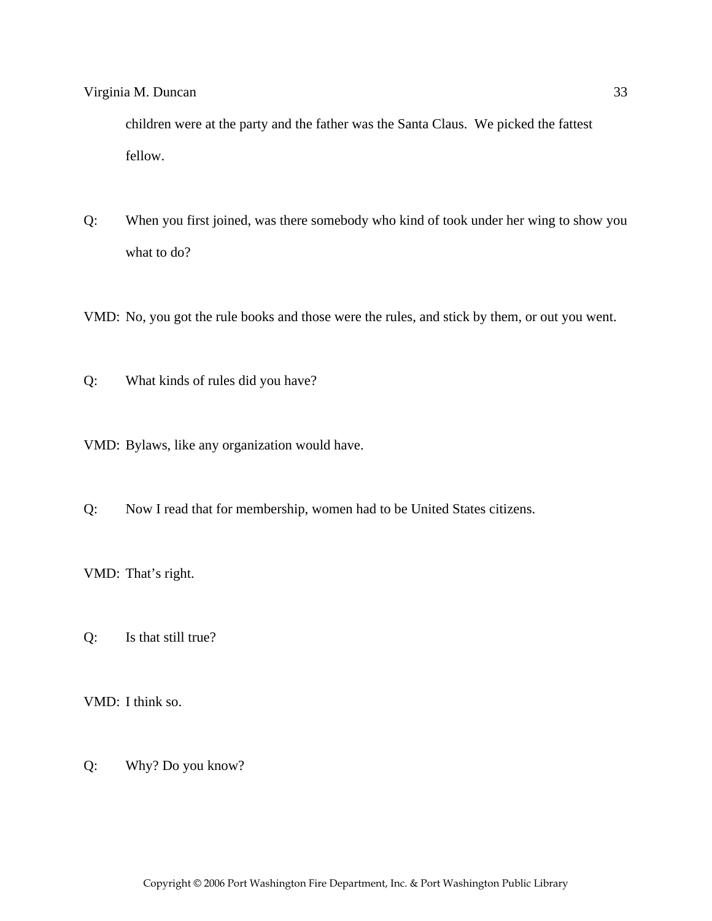children were at the party and the father was the Santa Claus. We picked the fattest fellow.

Q: When you first joined, was there somebody who kind of took under her wing to show you what to do?

VMD: No, you got the rule books and those were the rules, and stick by them, or out you went.

Q: What kinds of rules did you have?

VMD: Bylaws, like any organization would have.

Q: Now I read that for membership, women had to be United States citizens.

VMD: That's right.

Q: Is that still true?

VMD: I think so.

Q: Why? Do you know?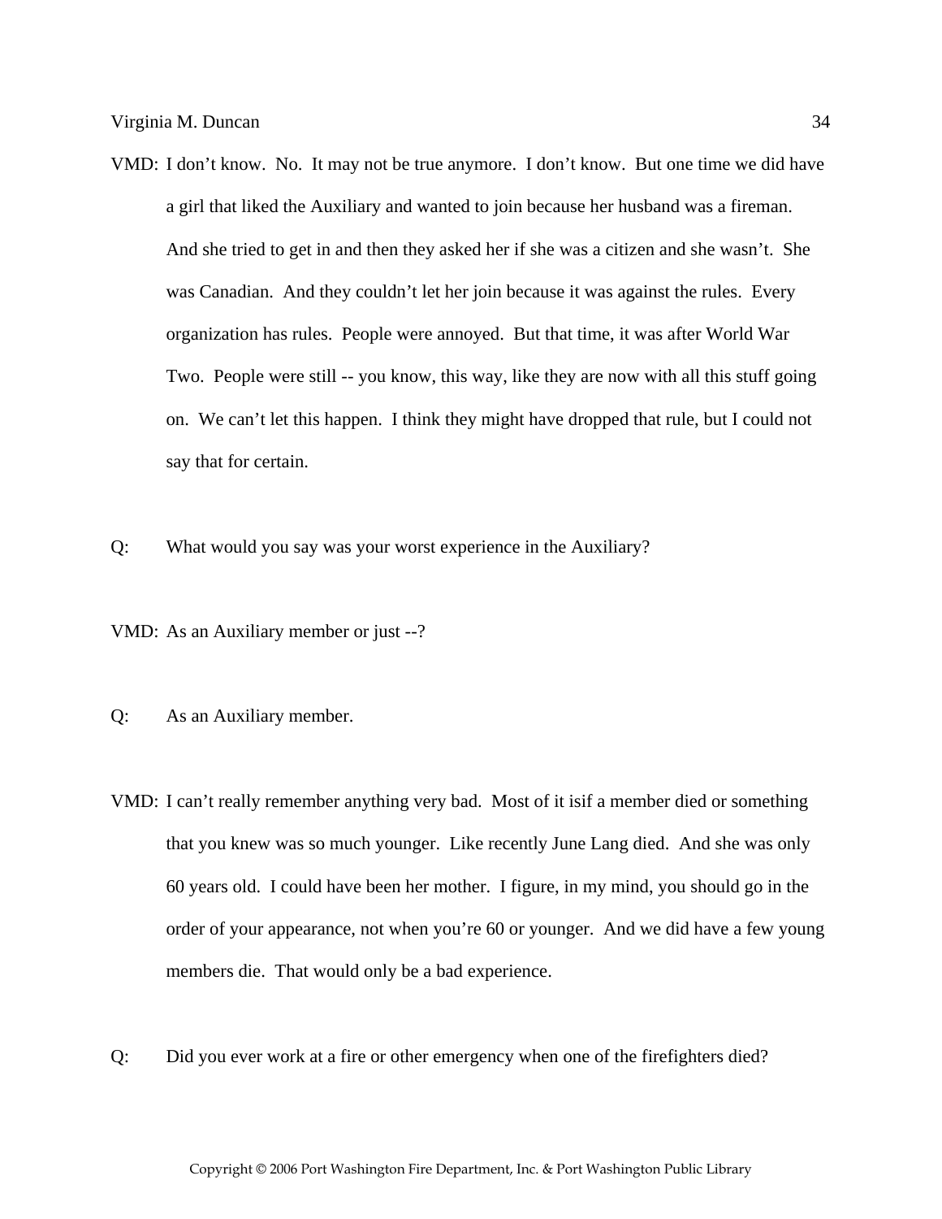VMD: I don't know. No. It may not be true anymore. I don't know. But one time we did have a girl that liked the Auxiliary and wanted to join because her husband was a fireman. And she tried to get in and then they asked her if she was a citizen and she wasn't. She was Canadian. And they couldn't let her join because it was against the rules. Every organization has rules. People were annoyed. But that time, it was after World War Two. People were still -- you know, this way, like they are now with all this stuff going on. We can't let this happen. I think they might have dropped that rule, but I could not say that for certain.

Q: What would you say was your worst experience in the Auxiliary?

VMD: As an Auxiliary member or just --?

Q: As an Auxiliary member.

VMD: I can't really remember anything very bad. Most of it isif a member died or something that you knew was so much younger. Like recently June Lang died. And she was only 60 years old. I could have been her mother. I figure, in my mind, you should go in the order of your appearance, not when you're 60 or younger. And we did have a few young members die. That would only be a bad experience.

Q: Did you ever work at a fire or other emergency when one of the firefighters died?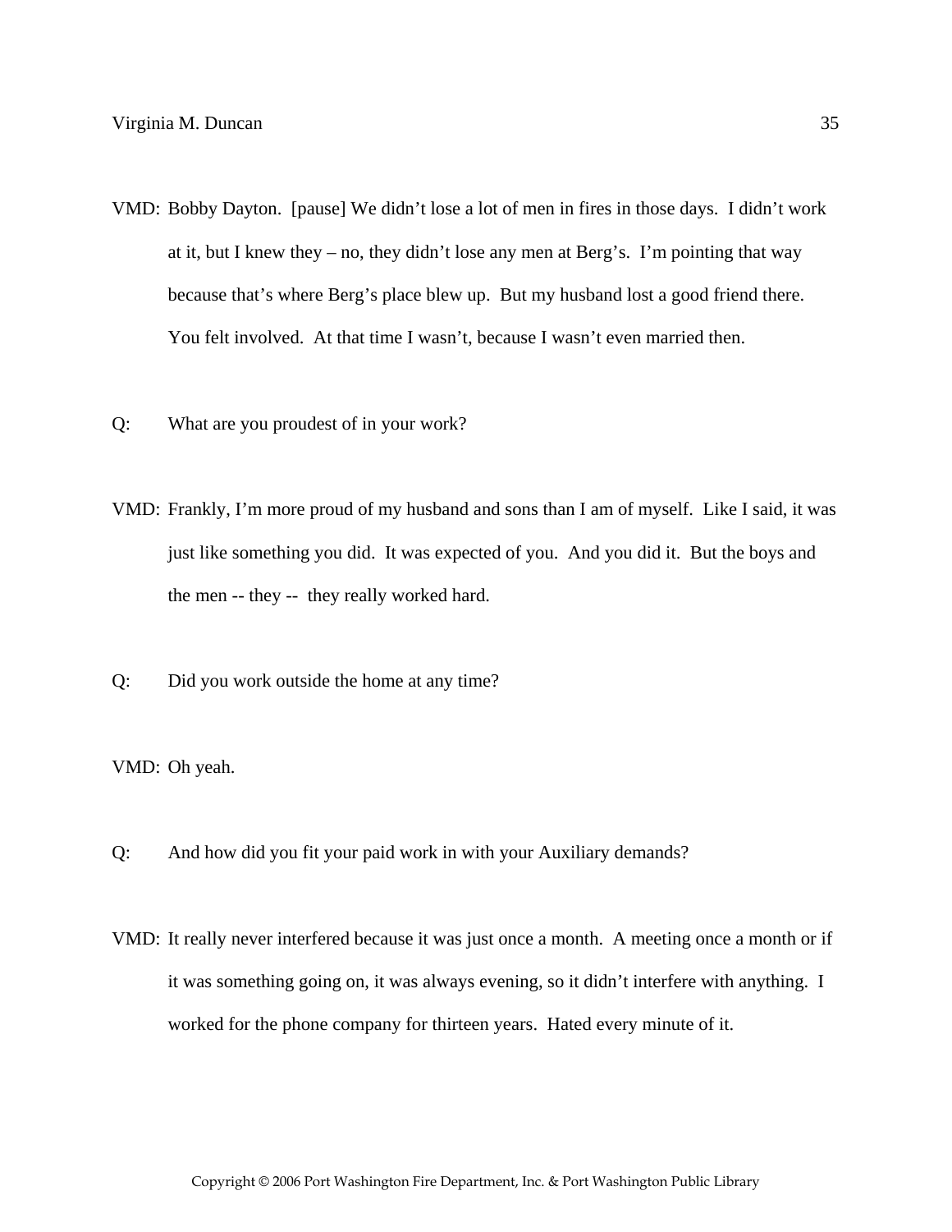VMD: Bobby Dayton. [pause] We didn't lose a lot of men in fires in those days. I didn't work at it, but I knew they – no, they didn't lose any men at Berg's. I'm pointing that way because that's where Berg's place blew up. But my husband lost a good friend there. You felt involved. At that time I wasn't, because I wasn't even married then.

Q: What are you proudest of in your work?

VMD: Frankly, I'm more proud of my husband and sons than I am of myself. Like I said, it was just like something you did. It was expected of you. And you did it. But the boys and the men -- they -- they really worked hard.

Q: Did you work outside the home at any time?

VMD: Oh yeah.

Q: And how did you fit your paid work in with your Auxiliary demands?

VMD: It really never interfered because it was just once a month. A meeting once a month or if it was something going on, it was always evening, so it didn't interfere with anything. I worked for the phone company for thirteen years. Hated every minute of it.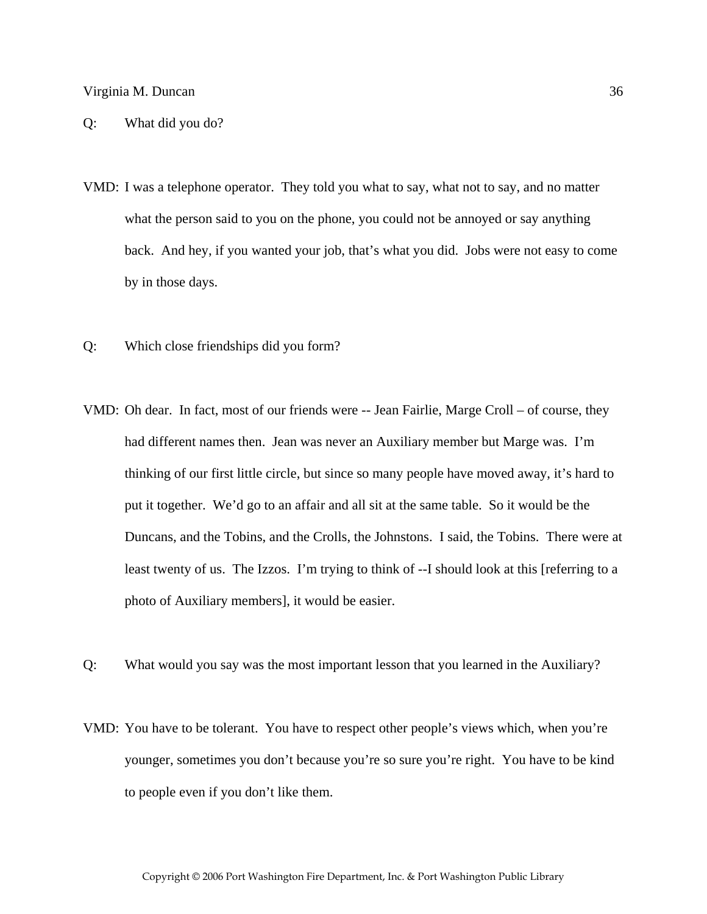Q: What did you do?

VMD: I was a telephone operator. They told you what to say, what not to say, and no matter what the person said to you on the phone, you could not be annoyed or say anything back. And hey, if you wanted your job, that's what you did. Jobs were not easy to come by in those days.

Q: Which close friendships did you form?

VMD: Oh dear. In fact, most of our friends were -- Jean Fairlie, Marge Croll – of course, they had different names then. Jean was never an Auxiliary member but Marge was. I'm thinking of our first little circle, but since so many people have moved away, it's hard to put it together. We'd go to an affair and all sit at the same table. So it would be the Duncans, and the Tobins, and the Crolls, the Johnstons. I said, the Tobins. There were at least twenty of us. The Izzos. I'm trying to think of --I should look at this [referring to a photo of Auxiliary members], it would be easier.

Q: What would you say was the most important lesson that you learned in the Auxiliary?

VMD: You have to be tolerant. You have to respect other people's views which, when you're younger, sometimes you don't because you're so sure you're right. You have to be kind to people even if you don't like them.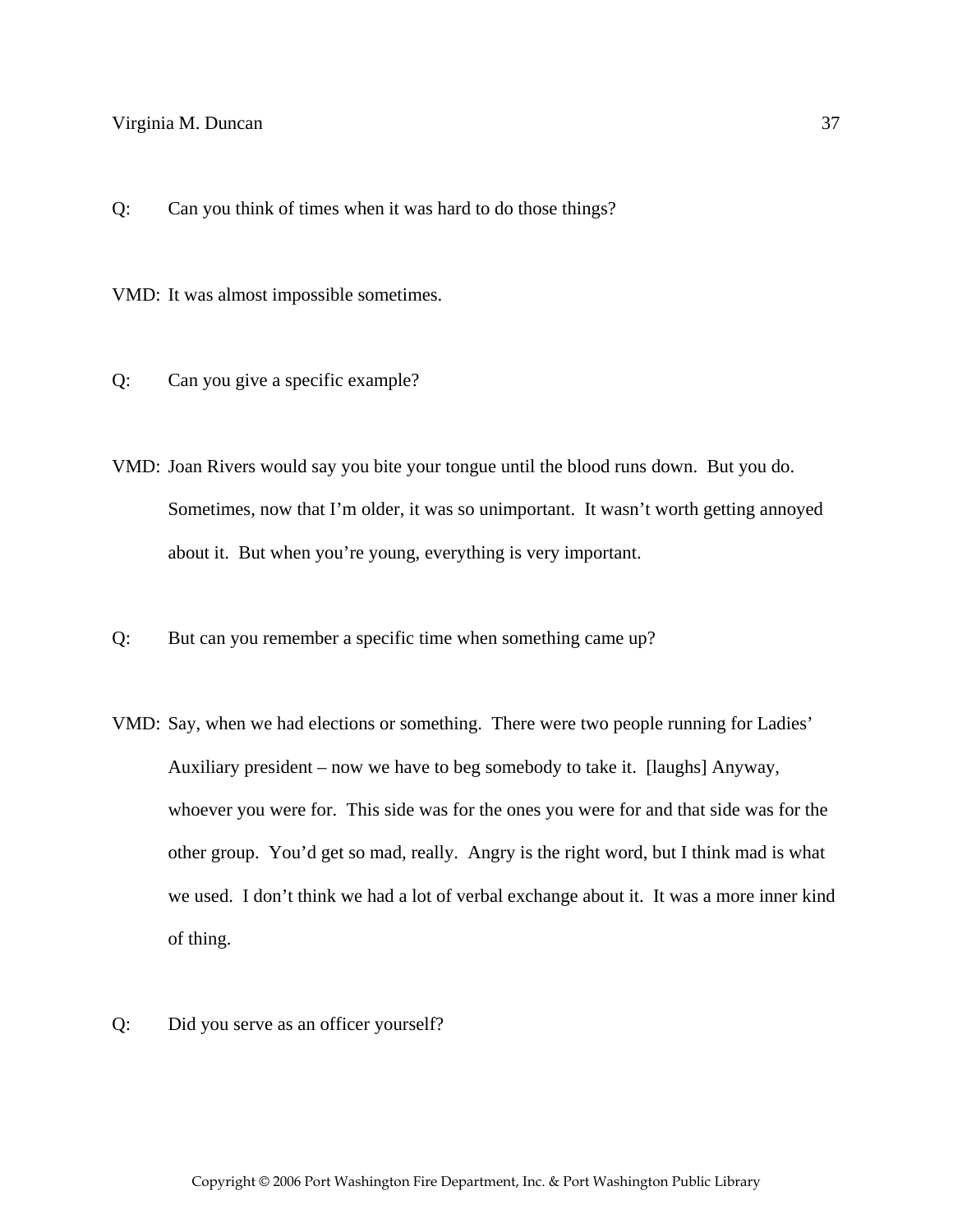Q: Can you think of times when it was hard to do those things?

VMD: It was almost impossible sometimes.

Q: Can you give a specific example?

VMD: Joan Rivers would say you bite your tongue until the blood runs down. But you do. Sometimes, now that I'm older, it was so unimportant. It wasn't worth getting annoyed about it. But when you're young, everything is very important.

Q: But can you remember a specific time when something came up?

VMD: Say, when we had elections or something. There were two people running for Ladies' Auxiliary president – now we have to beg somebody to take it. [laughs] Anyway, whoever you were for. This side was for the ones you were for and that side was for the other group. You'd get so mad, really. Angry is the right word, but I think mad is what we used. I don't think we had a lot of verbal exchange about it. It was a more inner kind of thing.

Q: Did you serve as an officer yourself?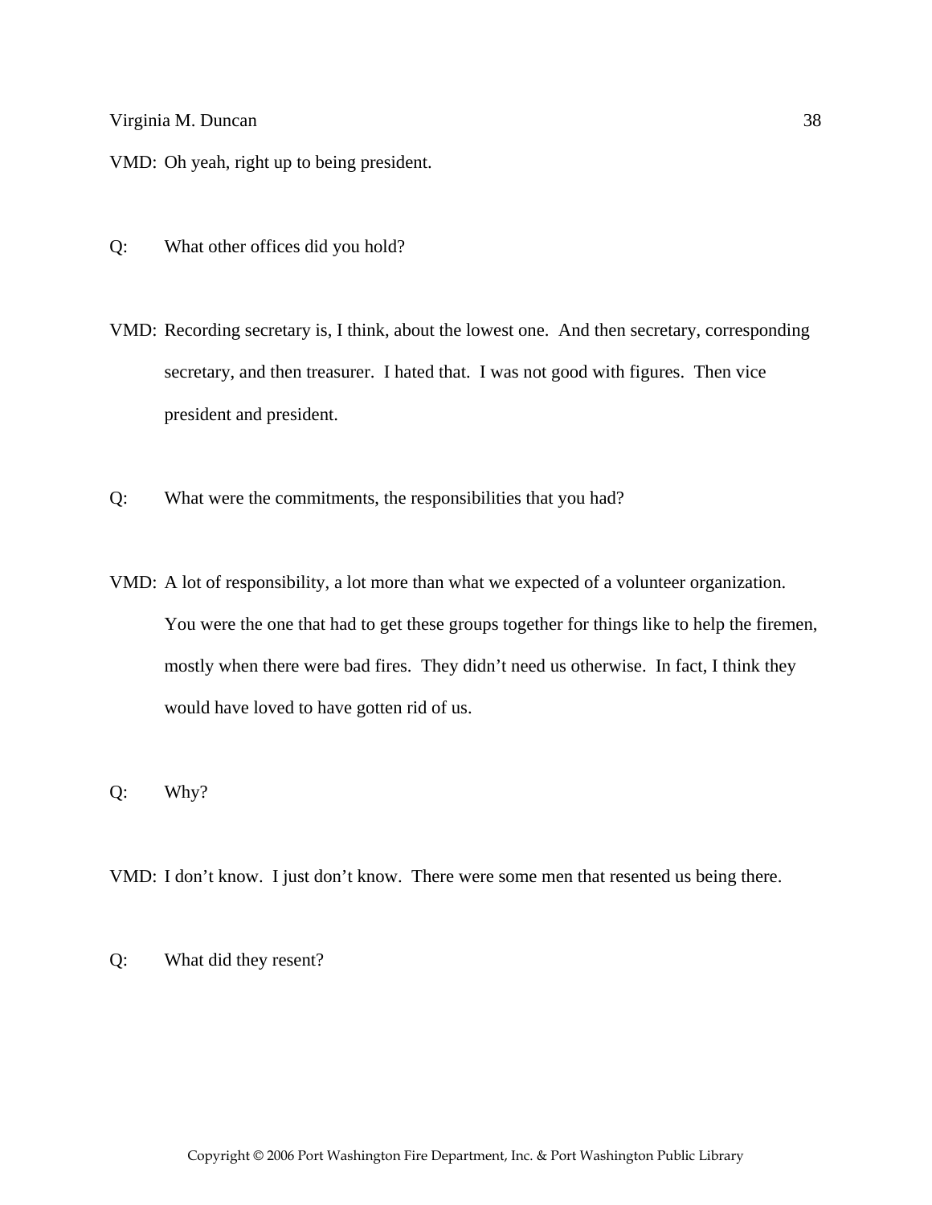VMD: Oh yeah, right up to being president.

Q: What other offices did you hold?

VMD: Recording secretary is, I think, about the lowest one. And then secretary, corresponding secretary, and then treasurer. I hated that. I was not good with figures. Then vice president and president.

Q: What were the commitments, the responsibilities that you had?

VMD: A lot of responsibility, a lot more than what we expected of a volunteer organization. You were the one that had to get these groups together for things like to help the firemen, mostly when there were bad fires. They didn't need us otherwise. In fact, I think they would have loved to have gotten rid of us.

Q: Why?

VMD: I don't know. I just don't know. There were some men that resented us being there.

Q: What did they resent?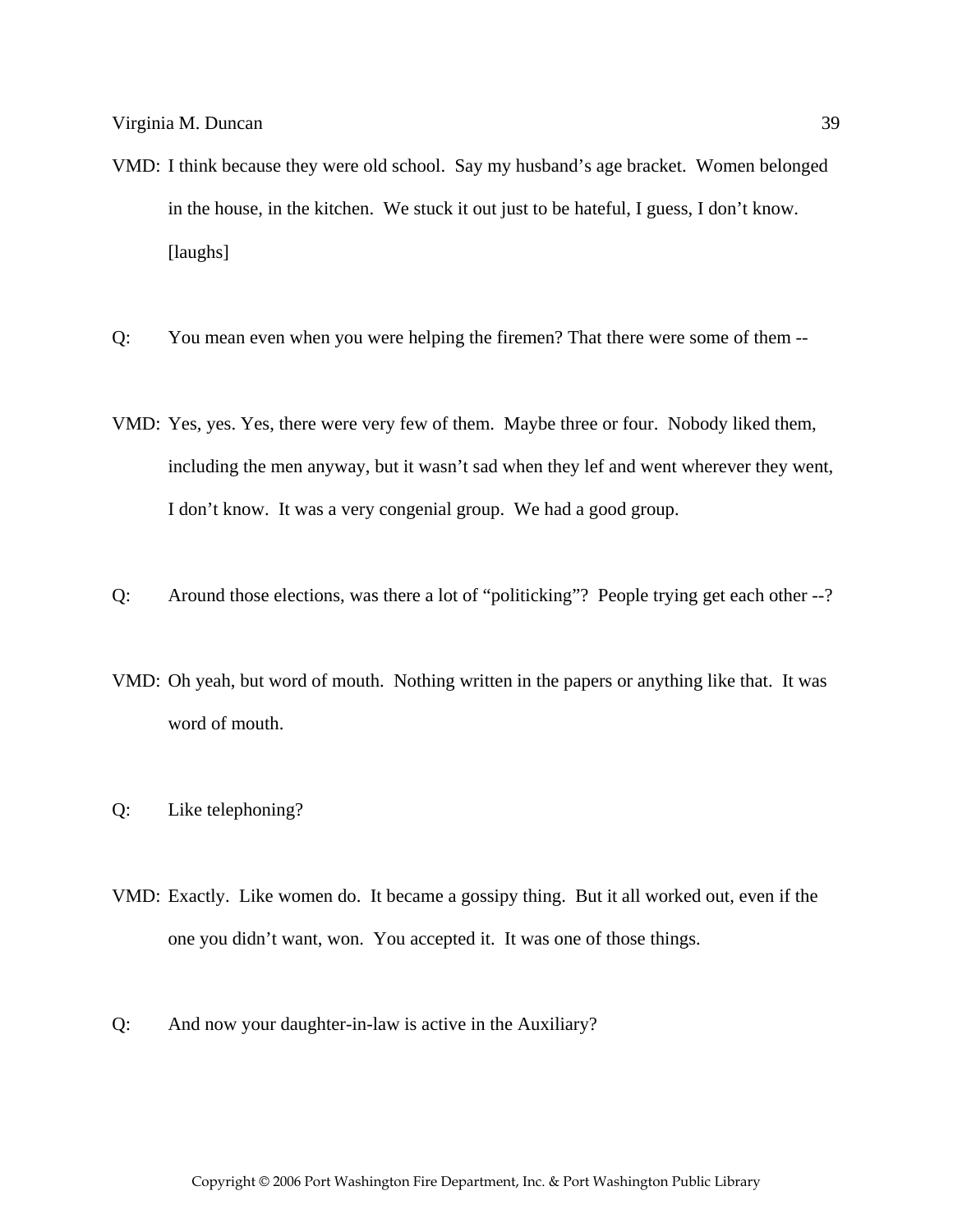VMD: I think because they were old school. Say my husband's age bracket. Women belonged in the house, in the kitchen. We stuck it out just to be hateful, I guess, I don't know. [laughs]

Q: You mean even when you were helping the firemen? That there were some of them --

VMD: Yes, yes. Yes, there were very few of them. Maybe three or four. Nobody liked them, including the men anyway, but it wasn't sad when they lef and went wherever they went, I don't know. It was a very congenial group. We had a good group.

Q: Around those elections, was there a lot of "politicking"? People trying get each other --?

VMD: Oh yeah, but word of mouth. Nothing written in the papers or anything like that. It was word of mouth.

Q: Like telephoning?

VMD: Exactly. Like women do. It became a gossipy thing. But it all worked out, even if the one you didn't want, won. You accepted it. It was one of those things.

Q: And now your daughter-in-law is active in the Auxiliary?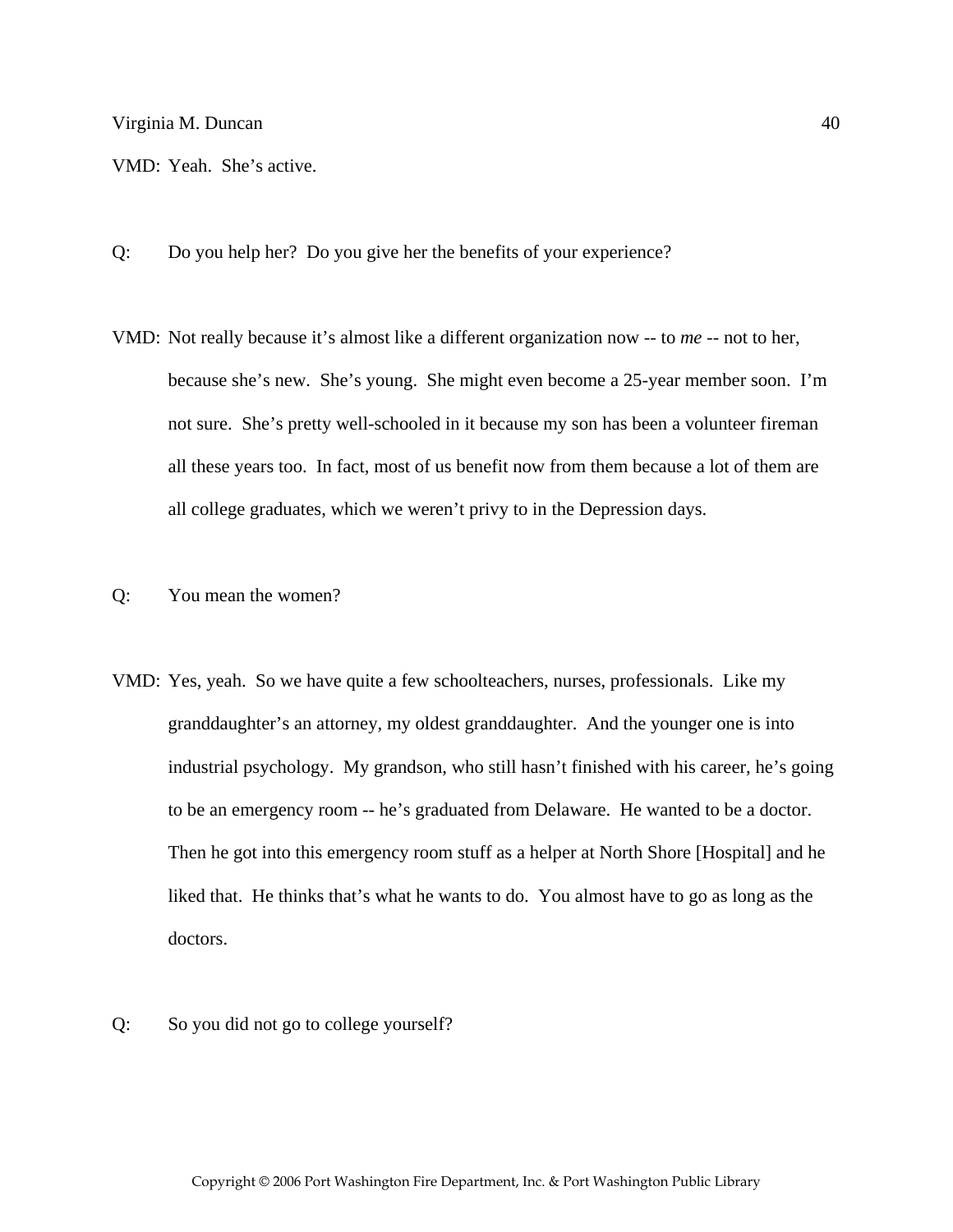VMD: Yeah. She's active.

Q: Do you help her? Do you give her the benefits of your experience?

VMD: Not really because it's almost like a different organization now -- to *me* -- not to her, because she's new. She's young. She might even become a 25-year member soon. I'm not sure. She's pretty well-schooled in it because my son has been a volunteer fireman all these years too. In fact, most of us benefit now from them because a lot of them are all college graduates, which we weren't privy to in the Depression days.

Q: You mean the women?

VMD: Yes, yeah. So we have quite a few schoolteachers, nurses, professionals. Like my granddaughter's an attorney, my oldest granddaughter. And the younger one is into industrial psychology. My grandson, who still hasn't finished with his career, he's going to be an emergency room -- he's graduated from Delaware. He wanted to be a doctor. Then he got into this emergency room stuff as a helper at North Shore [Hospital] and he liked that. He thinks that's what he wants to do. You almost have to go as long as the doctors.

Q: So you did not go to college yourself?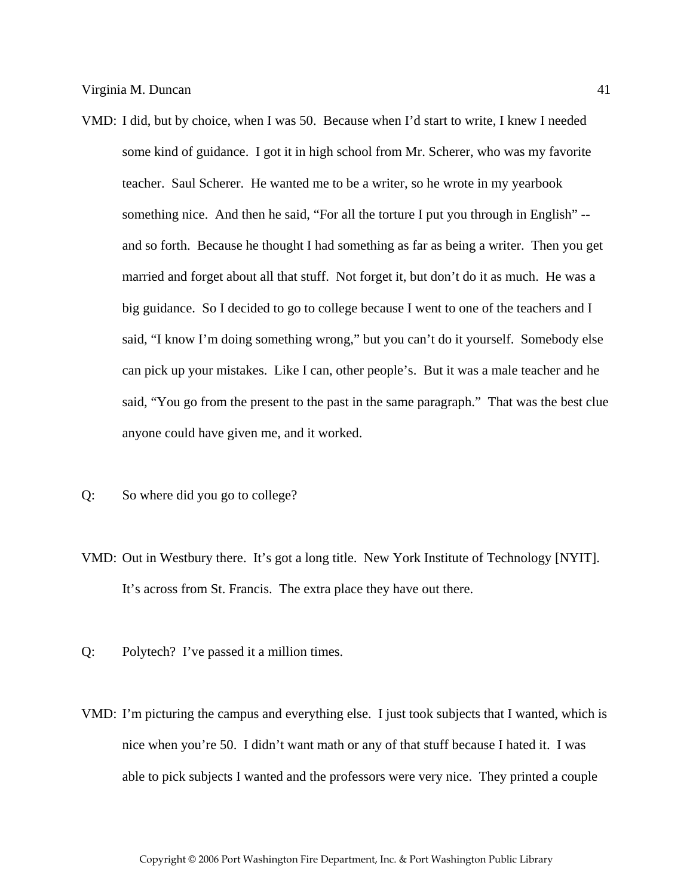VMD: I did, but by choice, when I was 50. Because when I'd start to write, I knew I needed some kind of guidance. I got it in high school from Mr. Scherer, who was my favorite teacher. Saul Scherer. He wanted me to be a writer, so he wrote in my yearbook something nice. And then he said, "For all the torture I put you through in English" -- and so forth. Because he thought I had something as far as being a writer. Then you get married and forget about all that stuff. Not forget it, but don't do it as much. He was a big guidance. So I decided to go to college because I went to one of the teachers and I said, "I know I'm doing something wrong," but you can't do it yourself. Somebody else can pick up your mistakes. Like I can, other people's. But it was a male teacher and he said, "You go from the present to the past in the same paragraph." That was the best clue anyone could have given me, and it worked.

Q: So where did you go to college?

VMD: Out in Westbury there. It's got a long title. New York Institute of Technology [NYIT]. It's across from St. Francis. The extra place they have out there.

Q: Polytech? I've passed it a million times.

VMD: I'm picturing the campus and everything else. I just took subjects that I wanted, which is nice when you're 50. I didn't want math or any of that stuff because I hated it. I was able to pick subjects I wanted and the professors were very nice. They printed a couple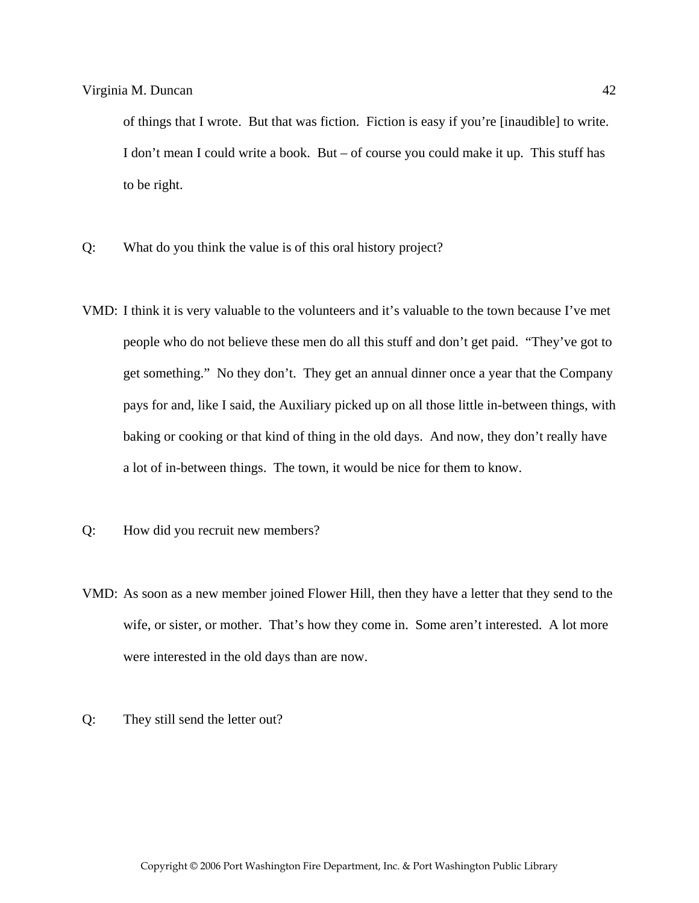of things that I wrote. But that was fiction. Fiction is easy if you're [inaudible] to write. I don't mean I could write a book. But – of course you could make it up. This stuff has to be right.

Q: What do you think the value is of this oral history project?

VMD: I think it is very valuable to the volunteers and it's valuable to the town because I've met people who do not believe these men do all this stuff and don't get paid. "They've got to get something." No they don't. They get an annual dinner once a year that the Company pays for and, like I said, the Auxiliary picked up on all those little in-between things, with baking or cooking or that kind of thing in the old days. And now, they don't really have a lot of in-between things. The town, it would be nice for them to know.

Q: How did you recruit new members?

VMD: As soon as a new member joined Flower Hill, then they have a letter that they send to the wife, or sister, or mother. That's how they come in. Some aren't interested. A lot more were interested in the old days than are now.

Q: They still send the letter out?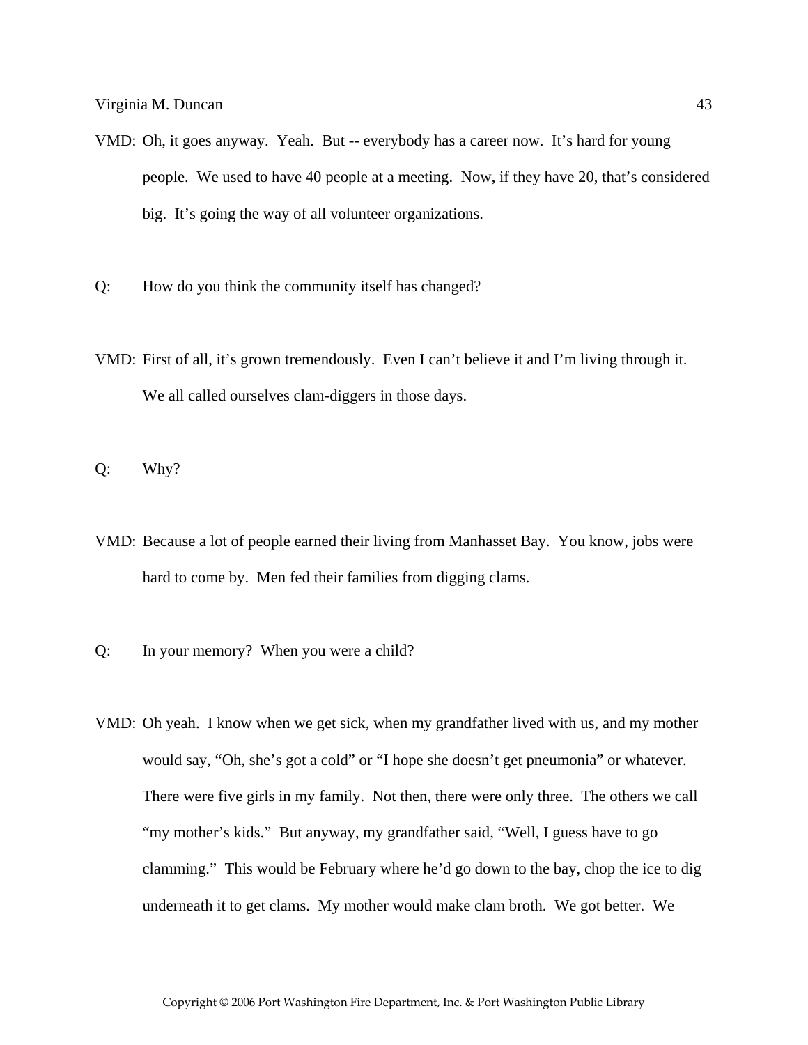VMD: Oh, it goes anyway. Yeah. But -- everybody has a career now. It's hard for young people. We used to have 40 people at a meeting. Now, if they have 20, that's considered big. It's going the way of all volunteer organizations.

Q: How do you think the community itself has changed?

VMD: First of all, it's grown tremendously. Even I can't believe it and I'm living through it. We all called ourselves clam-diggers in those days.

Q: Why?

VMD: Because a lot of people earned their living from Manhasset Bay. You know, jobs were hard to come by. Men fed their families from digging clams.

Q: In your memory? When you were a child?

VMD: Oh yeah. I know when we get sick, when my grandfather lived with us, and my mother would say, "Oh, she's got a cold" or "I hope she doesn't get pneumonia" or whatever. There were five girls in my family. Not then, there were only three. The others we call "my mother's kids." But anyway, my grandfather said, "Well, I guess have to go clamming." This would be February where he'd go down to the bay, chop the ice to dig underneath it to get clams. My mother would make clam broth. We got better. We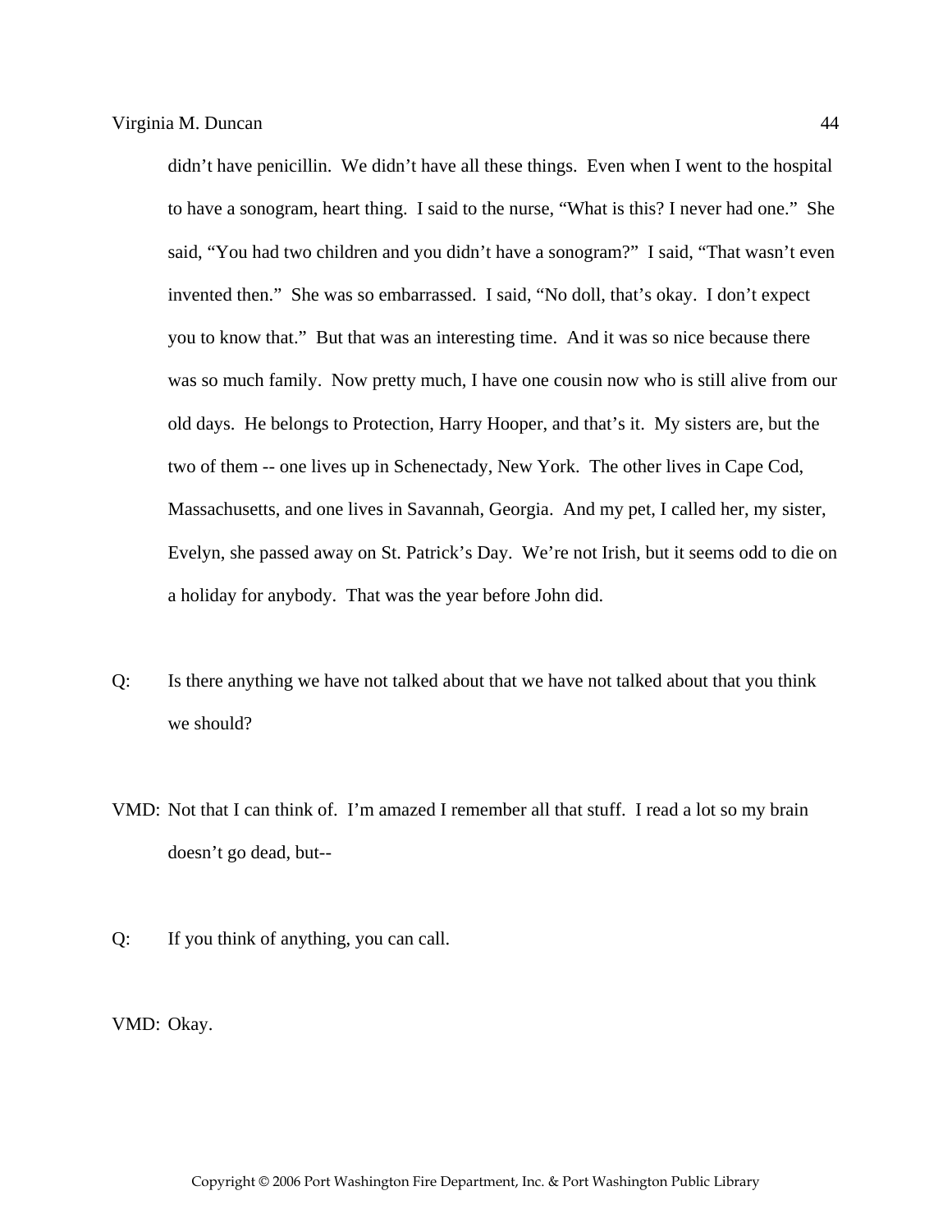didn't have penicillin. We didn't have all these things. Even when I went to the hospital to have a sonogram, heart thing. I said to the nurse, "What is this? I never had one." She said, "You had two children and you didn't have a sonogram?" I said, "That wasn't even invented then." She was so embarrassed. I said, "No doll, that's okay. I don't expect you to know that." But that was an interesting time. And it was so nice because there was so much family. Now pretty much, I have one cousin now who is still alive from our old days. He belongs to Protection, Harry Hooper, and that's it. My sisters are, but the two of them -- one lives up in Schenectady, New York. The other lives in Cape Cod, Massachusetts, and one lives in Savannah, Georgia. And my pet, I called her, my sister, Evelyn, she passed away on St. Patrick's Day. We're not Irish, but it seems odd to die on a holiday for anybody. That was the year before John did.

Q: Is there anything we have not talked about that we have not talked about that you think we should?

VMD: Not that I can think of. I'm amazed I remember all that stuff. I read a lot so my brain doesn't go dead, but--

Q: If you think of anything, you can call.

VMD: Okay.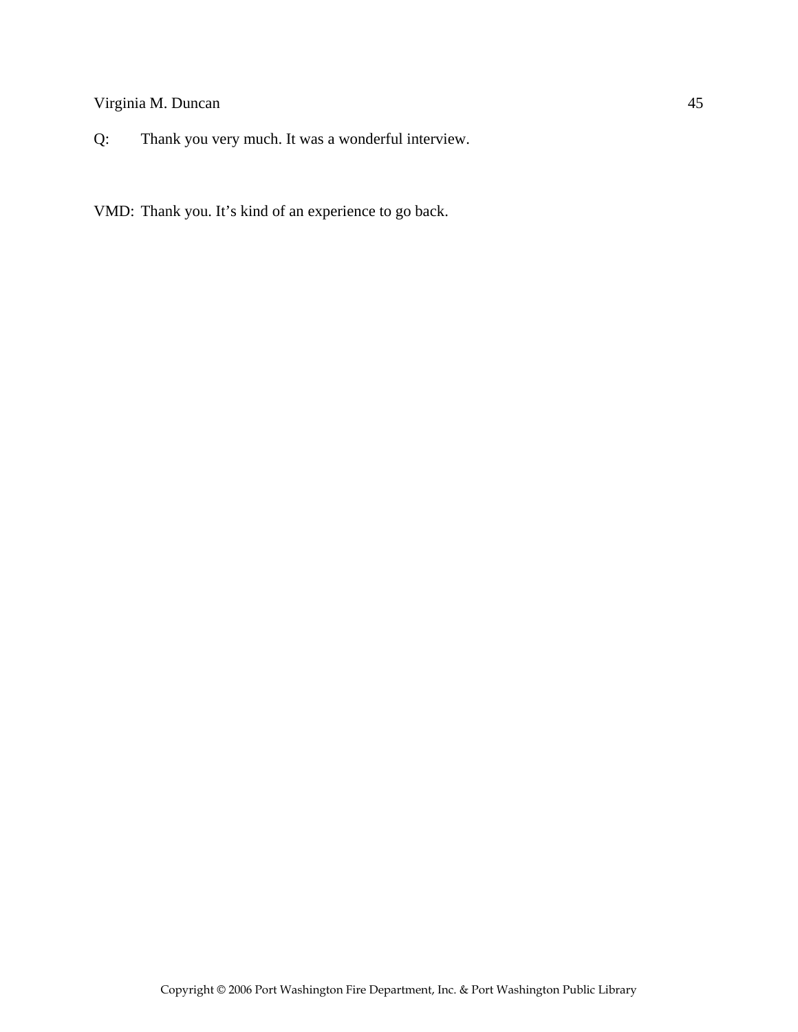Q: Thank you very much. It was a wonderful interview.

VMD: Thank you. It's kind of an experience to go back.